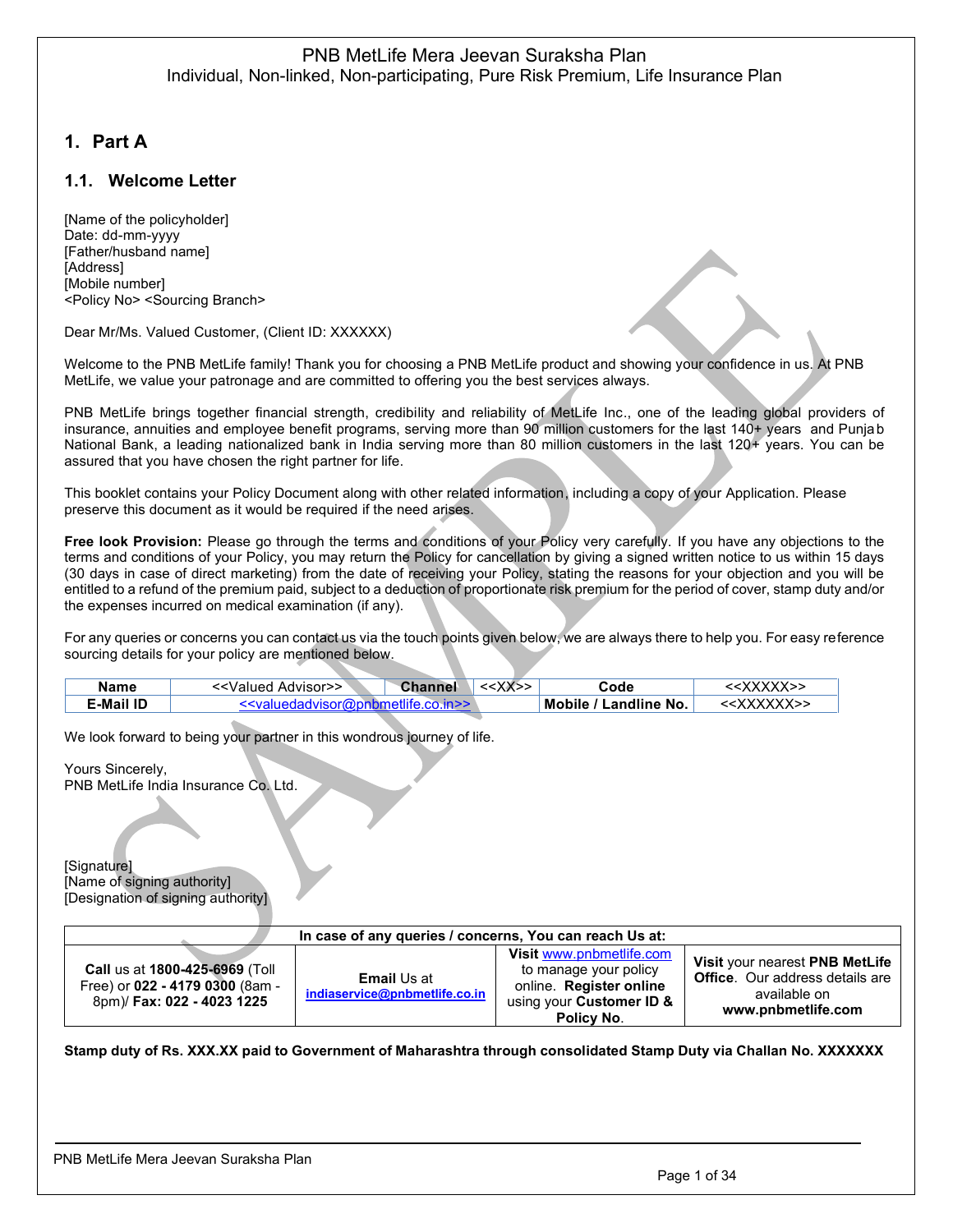PNB MetLife Mera Jeevan Suraksha Plan
Individual, Non-linked, Non-participating, Pure Risk Premium, Life Insurance Plan

# 1. Part A

## 1.1. Welcome Letter

[Name of the policyholder]
Date: dd-mm-yyyy
[Father/husband name]
[Address]
[Mobile number]
<Policy No> <Sourcing Branch>

Dear Mr/Ms. Valued Customer, (Client ID: XXXXXX)

Welcome to the PNB MetLife family! Thank you for choosing a PNB MetLife product and showing your confidence in us. At PNB MetLife, we value your patronage and are committed to offering you the best services always.

PNB MetLife brings together financial strength, credibility and reliability of MetLife Inc., one of the leading global providers of insurance, annuities and employee benefit programs, serving more than 90 million customers for the last 140+ years and Punjab National Bank, a leading nationalized bank in India serving more than 80 million customers in the last 120+ years. You can be assured that you have chosen the right partner for life.

This booklet contains your Policy Document along with other related information, including a copy of your Application. Please preserve this document as it would be required if the need arises.

**Free look Provision:** Please go through the terms and conditions of your Policy very carefully. If you have any objections to the terms and conditions of your Policy, you may return the Policy for cancellation by giving a signed written notice to us within 15 days (30 days in case of direct marketing) from the date of receiving your Policy, stating the reasons for your objection and you will be entitled to a refund of the premium paid, subject to a deduction of proportionate risk premium for the period of cover, stamp duty and/or the expenses incurred on medical examination (if any).

For any queries or concerns you can contact us via the touch points given below, we are always there to help you. For easy reference sourcing details for your policy are mentioned below.

| **Name** | <<Valued Advisor>> | **Channel** | <<XX>> | **Code** | <<XXXXX>> |
|---|---|---|---|---|---|
| **E-Mail ID** | <<valuedadvisor@pnbmetlife.co.in>> | | | **Mobile / Landline No.** | <<XXXXXX>> |

We look forward to being your partner in this wondrous journey of life.

Yours Sincerely,
PNB MetLife India Insurance Co. Ltd.

[Signature]
[Name of signing authority]
[Designation of signing authority]

| In case of any queries / concerns, You can reach Us at: | | | |
|---|---|---|---|
| **Call** us at **1800-425-6969** (Toll Free) or **022 - 4179 0300** (8am - 8pm)/ **Fax: 022 - 4023 1225** | **Email** Us at **indiaservice@pnbmetlife.co.in** | **Visit** www.pnbmetlife.com to manage your policy online. **Register online** using your **Customer ID & Policy No**. | **Visit** your nearest **PNB MetLife Office**. Our address details are available on **www.pnbmetlife.com** |

**Stamp duty of Rs. XXX.XX paid to Government of Maharashtra through consolidated Stamp Duty via Challan No. XXXXXXX**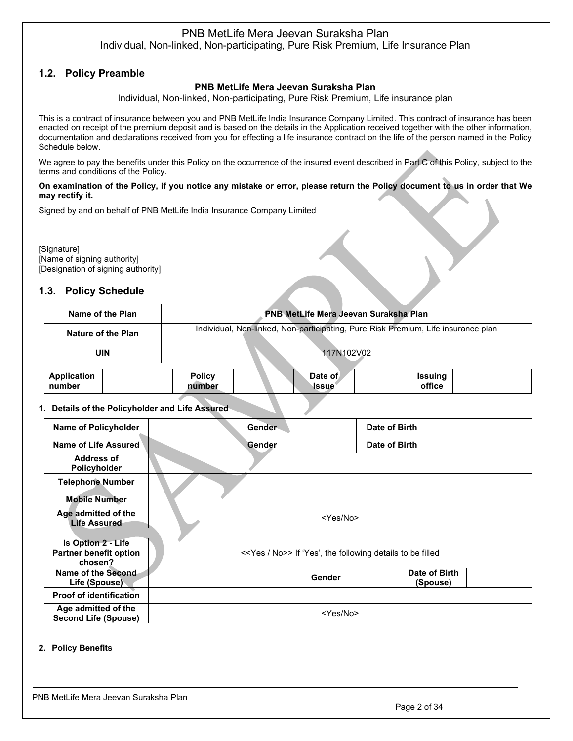## 1.2. Policy Preamble

**PNB MetLife Mera Jeevan Suraksha Plan**

Individual, Non-linked, Non-participating, Pure Risk Premium, Life insurance plan

This is a contract of insurance between you and PNB MetLife India Insurance Company Limited. This contract of insurance has been enacted on receipt of the premium deposit and is based on the details in the Application received together with the other information, documentation and declarations received from you for effecting a life insurance contract on the life of the person named in the Policy Schedule below.

We agree to pay the benefits under this Policy on the occurrence of the insured event described in Part C of this Policy, subject to the terms and conditions of the Policy.

**On examination of the Policy, if you notice any mistake or error, please return the Policy document to us in order that We may rectify it.**

Signed by and on behalf of PNB MetLife India Insurance Company Limited

[Signature]
[Name of signing authority]
[Designation of signing authority]

## 1.3. Policy Schedule

| Name of the Plan | PNB MetLife Mera Jeevan Suraksha Plan |
|---|---|
| Nature of the Plan | Individual, Non-linked, Non-participating, Pure Risk Premium, Life insurance plan |
| UIN | 117N102V02 |

| Application number | | Policy number | | Date of Issue | | Issuing office | |
|---|---|---|---|---|---|---|---|

**1. Details of the Policyholder and Life Assured**

| Name of Policyholder | | Gender | | Date of Birth | |
|---|---|---|---|---|---|
| Name of Life Assured | | Gender | | Date of Birth | |
| Address of Policyholder | | | | | |
| Telephone Number | | | | | |
| Mobile Number | | | | | |
| Age admitted of the Life Assured | <Yes/No> | | | | |

| Is Option 2 - Life Partner benefit option chosen? | <<Yes / No>> If 'Yes', the following details to be filled | | | | |
|---|---|---|---|---|---|
| Name of the Second Life (Spouse) | | Gender | | Date of Birth (Spouse) | |
| Proof of identification | | | | | |
| Age admitted of the Second Life (Spouse) | <Yes/No> | | | | |

**2. Policy Benefits**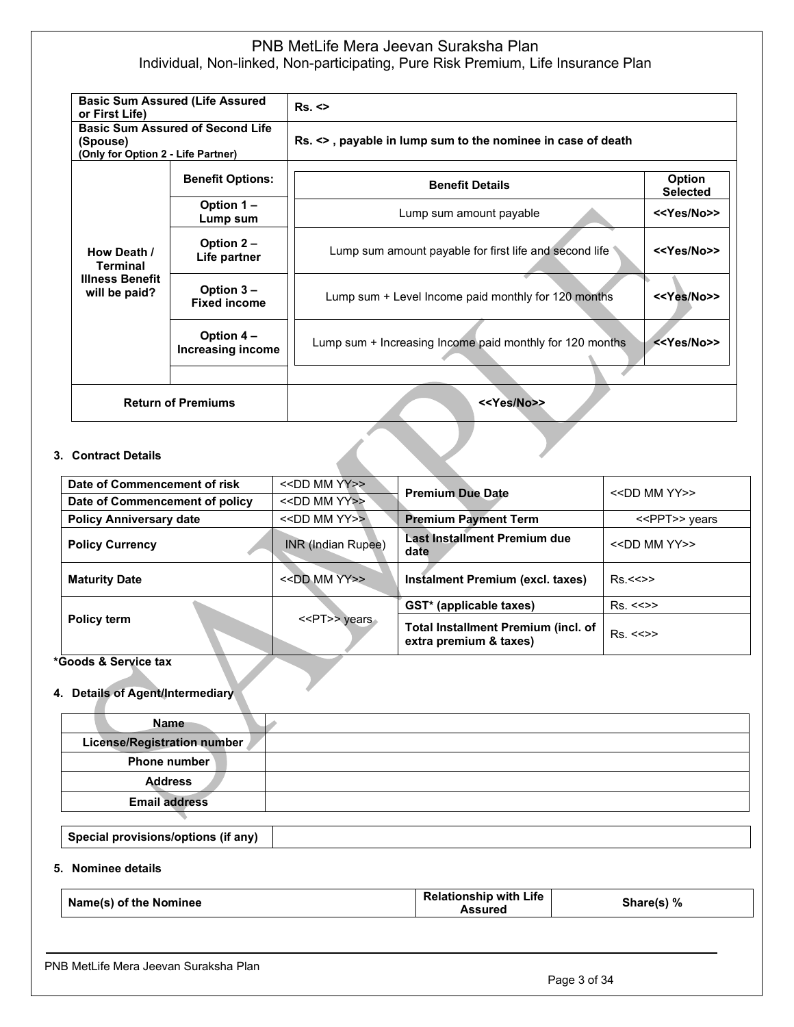# PNB MetLife Mera Jeevan Suraksha Plan

Individual, Non-linked, Non-participating, Pure Risk Premium, Life Insurance Plan

| Basic Sum Assured (Life Assured or First Life) | | Rs. <> | |
|---|---|---|---|
| Basic Sum Assured of Second Life (Spouse) (Only for Option 2 - Life Partner) | | Rs. <> , payable in lump sum to the nominee in case of death | |
| How Death / Terminal Illness Benefit will be paid? | Benefit Options: | Benefit Details | Option Selected |
| | Option 1 – Lump sum | Lump sum amount payable | <<Yes/No>> |
| | Option 2 – Life partner | Lump sum amount payable for first life and second life | <<Yes/No>> |
| | Option 3 – Fixed income | Lump sum + Level Income paid monthly for 120 months | <<Yes/No>> |
| | Option 4 – Increasing income | Lump sum + Increasing Income paid monthly for 120 months | <<Yes/No>> |
| Return of Premiums | | <<Yes/No>> | |

## 3. Contract Details

| | | | |
|---|---|---|---|
| Date of Commencement of risk | <<DD MM YY>> | Premium Due Date | <<DD MM YY>> |
| Date of Commencement of policy | <<DD MM YY>> | | |
| Policy Anniversary date | <<DD MM YY>> | Premium Payment Term | <<PPT>> years |
| Policy Currency | INR (Indian Rupee) | Last Installment Premium due date | <<DD MM YY>> |
| Maturity Date | <<DD MM YY>> | Instalment Premium (excl. taxes) | Rs.<<>> |
| Policy term | <<PT>> years | GST* (applicable taxes) | Rs. <<>> |
| | | Total Installment Premium (incl. of extra premium & taxes) | Rs. <<>> |

*Goods & Service tax

## 4. Details of Agent/Intermediary

| | |
|---|---|
| Name | |
| License/Registration number | |
| Phone number | |
| Address | |
| Email address | |

| | |
|---|---|
| Special provisions/options (if any) | |

## 5. Nominee details

| Name(s) of the Nominee | Relationship with Life Assured | Share(s) % |
|---|---|---|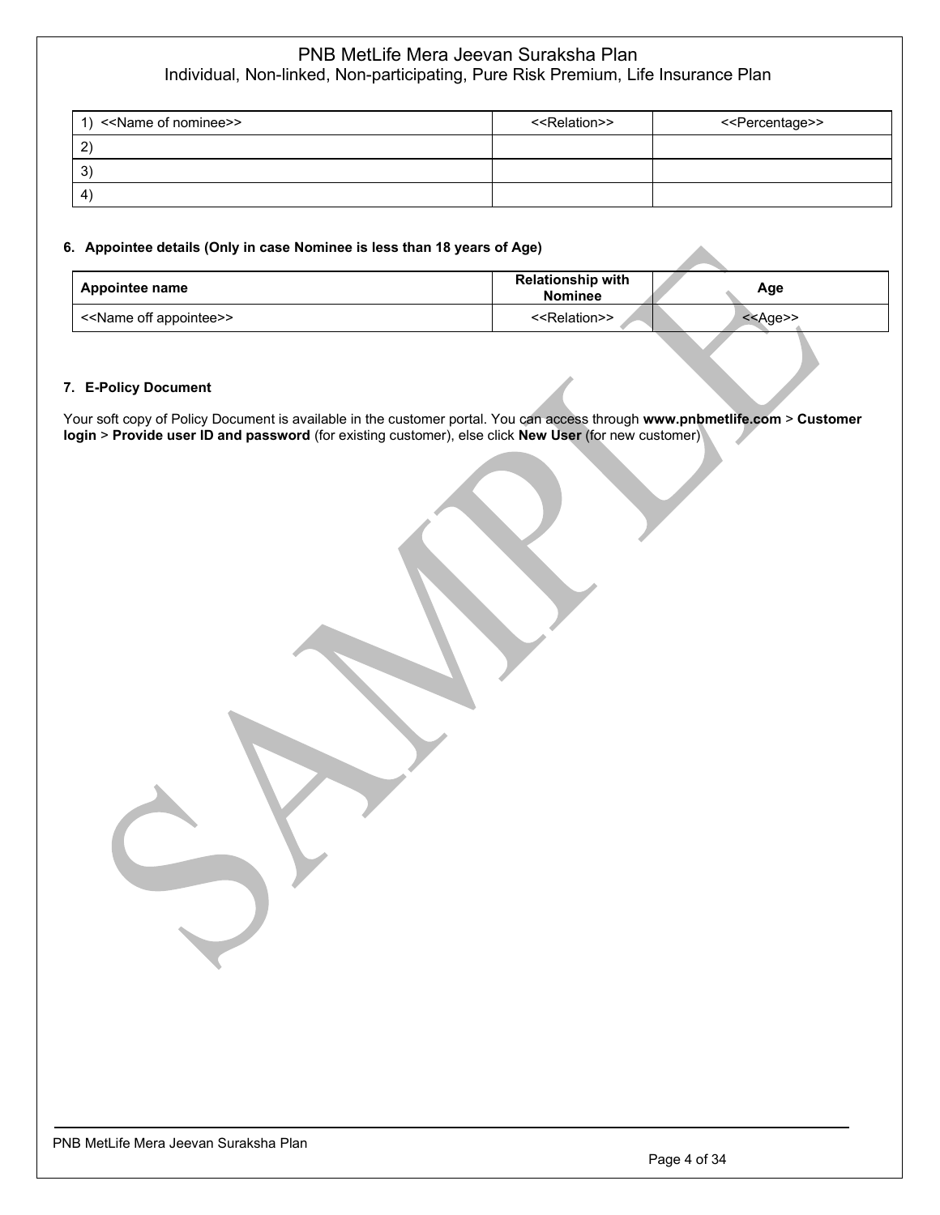| 1) <<Name of nominee>> | <<Relation>> | <<Percentage>> |
|---|---|---|
| 2) | | |
| 3) | | |
| 4) | | |

#### 6. Appointee details (Only in case Nominee is less than 18 years of Age)

| Appointee name | Relationship with Nominee | Age |
|---|---|---|
| <<Name off appointee>> | <<Relation>> | <<Age>> |

#### 7. E-Policy Document

Your soft copy of Policy Document is available in the customer portal. You can access through **www.pnbmetlife.com** > **Customer login** > **Provide user ID and password** (for existing customer), else click **New User** (for new customer)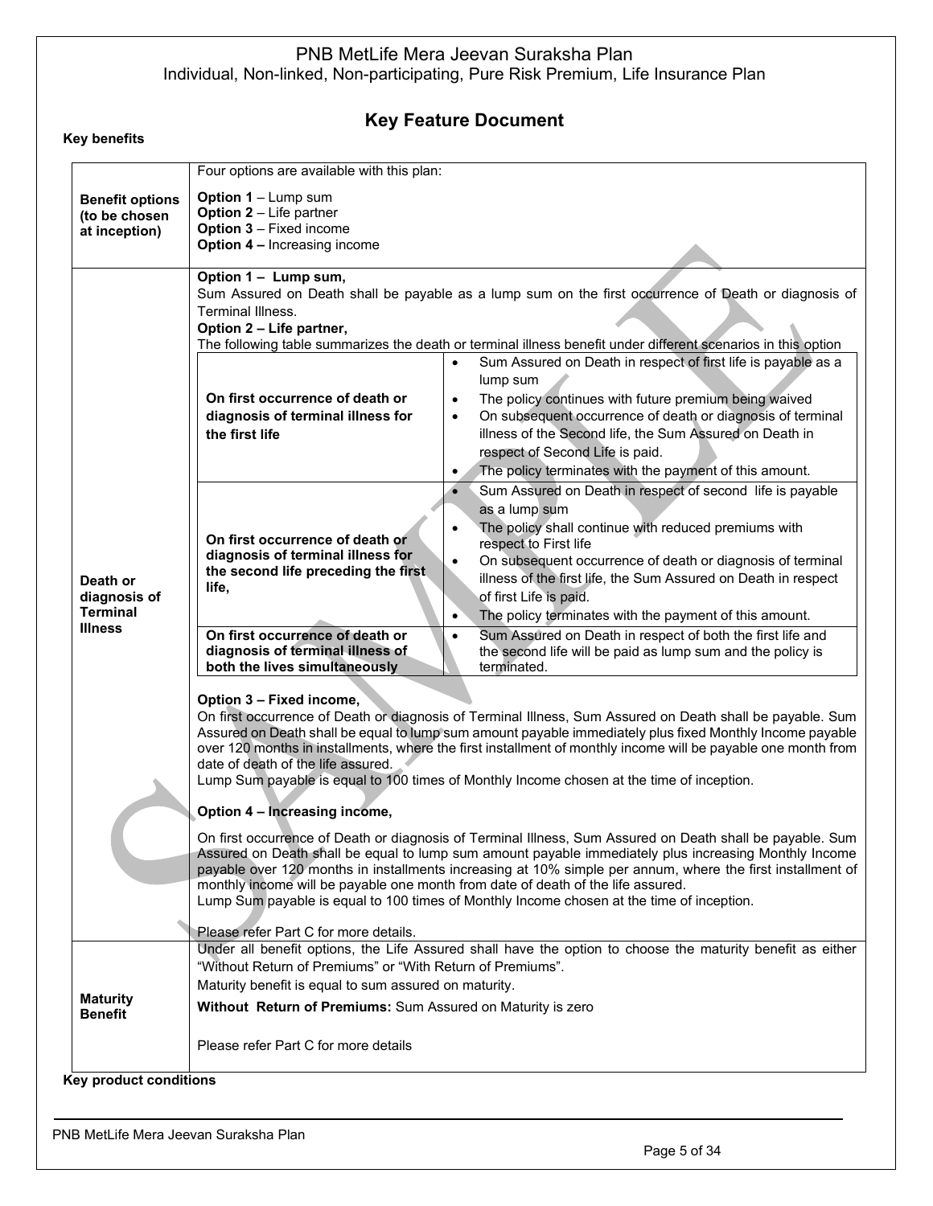PNB MetLife Mera Jeevan Suraksha Plan
Individual, Non-linked, Non-participating, Pure Risk Premium, Life Insurance Plan

# Key Feature Document

**Key benefits**

| | |
|---|---|
| **Benefit options (to be chosen at inception)** | Four options are available with this plan:<br><br>**Option 1** – Lump sum<br>**Option 2** – Life partner<br>**Option 3** – Fixed income<br>**Option 4 –** Increasing income |
| **Death or diagnosis of Terminal Illness** | **Option 1 – Lump sum,**<br>Sum Assured on Death shall be payable as a lump sum on the first occurrence of Death or diagnosis of Terminal Illness.<br>**Option 2 – Life partner,**<br>The following table summarizes the death or terminal illness benefit under different scenarios in this option<br><br>**On first occurrence of death or diagnosis of terminal illness for the first life:**<br>• Sum Assured on Death in respect of first life is payable as a lump sum<br>• The policy continues with future premium being waived<br>• On subsequent occurrence of death or diagnosis of terminal illness of the Second life, the Sum Assured on Death in respect of Second Life is paid.<br>• The policy terminates with the payment of this amount.<br><br>**On first occurrence of death or diagnosis of terminal illness for the second life preceding the first life,**<br>• Sum Assured on Death in respect of second life is payable as a lump sum<br>• The policy shall continue with reduced premiums with respect to First life<br>• On subsequent occurrence of death or diagnosis of terminal illness of the first life, the Sum Assured on Death in respect of first Life is paid.<br>• The policy terminates with the payment of this amount.<br><br>**On first occurrence of death or diagnosis of terminal illness of both the lives simultaneously:**<br>• Sum Assured on Death in respect of both the first life and the second life will be paid as lump sum and the policy is terminated.<br><br>**Option 3 – Fixed income,**<br>On first occurrence of Death or diagnosis of Terminal Illness, Sum Assured on Death shall be payable. Sum Assured on Death shall be equal to lump sum amount payable immediately plus fixed Monthly Income payable over 120 months in installments, where the first installment of monthly income will be payable one month from date of death of the life assured.<br>Lump Sum payable is equal to 100 times of Monthly Income chosen at the time of inception.<br><br>**Option 4 – Increasing income,**<br><br>On first occurrence of Death or diagnosis of Terminal Illness, Sum Assured on Death shall be payable. Sum Assured on Death shall be equal to lump sum amount payable immediately plus increasing Monthly Income payable over 120 months in installments increasing at 10% simple per annum, where the first installment of monthly income will be payable one month from date of death of the life assured.<br>Lump Sum payable is equal to 100 times of Monthly Income chosen at the time of inception.<br><br>Please refer Part C for more details. |
| **Maturity Benefit** | Under all benefit options, the Life Assured shall have the option to choose the maturity benefit as either "Without Return of Premiums" or "With Return of Premiums".<br>Maturity benefit is equal to sum assured on maturity.<br>**Without Return of Premiums:** Sum Assured on Maturity is zero<br><br>Please refer Part C for more details |

**Key product conditions**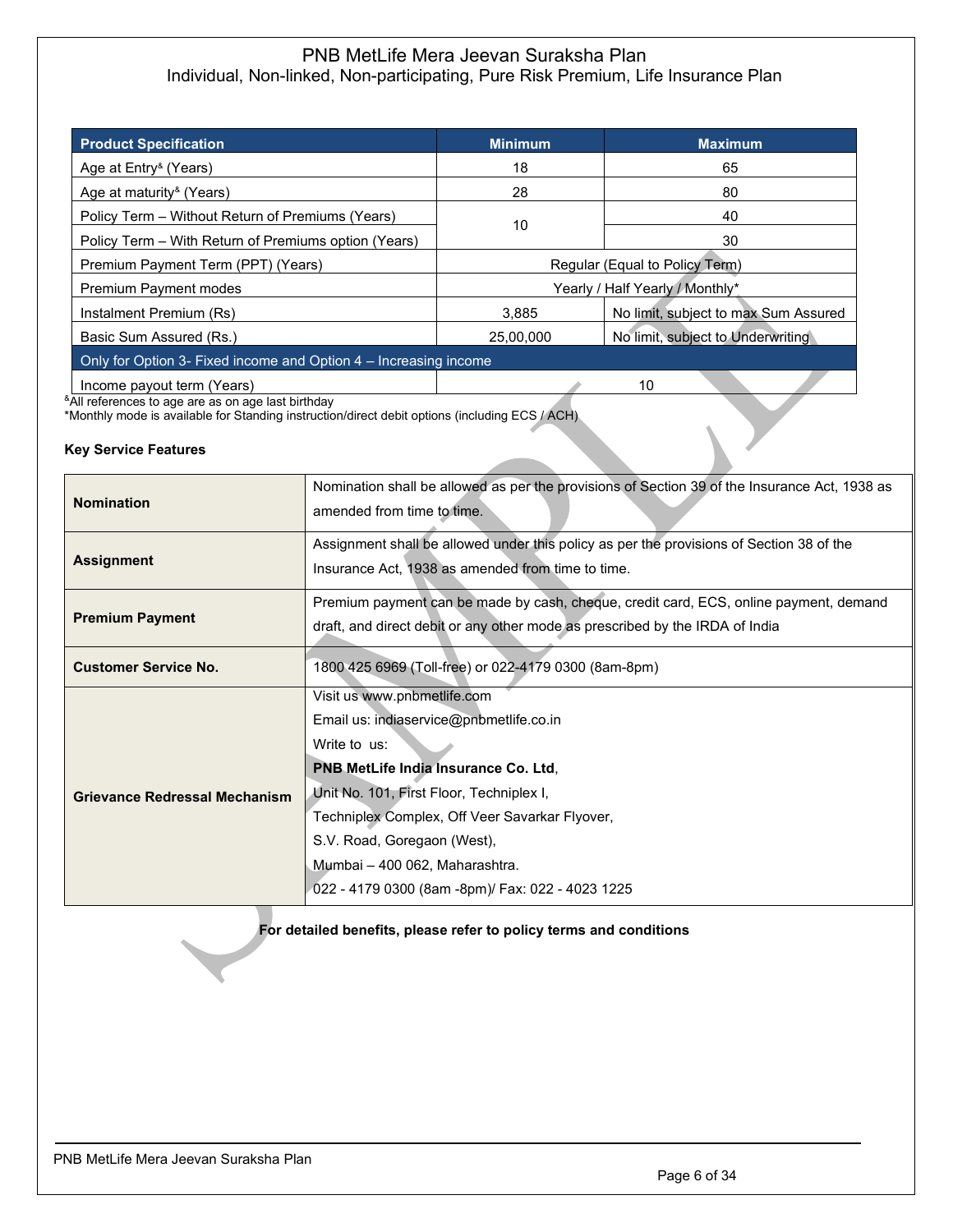# PNB MetLife Mera Jeevan Suraksha Plan

Individual, Non-linked, Non-participating, Pure Risk Premium, Life Insurance Plan

| Product Specification | Minimum | Maximum |
|---|---|---|
| Age at Entry[&] (Years) | 18 | 65 |
| Age at maturity[&] (Years) | 28 | 80 |
| Policy Term – Without Return of Premiums (Years) | 10 | 40 |
| Policy Term – With Return of Premiums option (Years) | | 30 |
| Premium Payment Term (PPT) (Years) | Regular (Equal to Policy Term) | |
| Premium Payment modes | Yearly / Half Yearly / Monthly* | |
| Instalment Premium (Rs) | 3,885 | No limit, subject to max Sum Assured |
| Basic Sum Assured (Rs.) | 25,00,000 | No limit, subject to Underwriting |
| Only for Option 3- Fixed income and Option 4 – Increasing income | | |
| Income payout term (Years) | 10 | |

[&]All references to age are as on age last birthday

*Monthly mode is available for Standing instruction/direct debit options (including ECS / ACH)

**Key Service Features**

| | |
|---|---|
| **Nomination** | Nomination shall be allowed as per the provisions of Section 39 of the Insurance Act, 1938 as amended from time to time. |
| **Assignment** | Assignment shall be allowed under this policy as per the provisions of Section 38 of the Insurance Act, 1938 as amended from time to time. |
| **Premium Payment** | Premium payment can be made by cash, cheque, credit card, ECS, online payment, demand draft, and direct debit or any other mode as prescribed by the IRDA of India |
| **Customer Service No.** | 1800 425 6969 (Toll-free) or 022-4179 0300 (8am-8pm) |
| **Grievance Redressal Mechanism** | Visit us www.pnbmetlife.com<br>Email us: indiaservice@pnbmetlife.co.in<br>Write to us:<br>**PNB MetLife India Insurance Co. Ltd**,<br>Unit No. 101, First Floor, Techniplex I,<br>Techniplex Complex, Off Veer Savarkar Flyover,<br>S.V. Road, Goregaon (West),<br>Mumbai – 400 062, Maharashtra.<br>022 - 4179 0300 (8am -8pm)/ Fax: 022 - 4023 1225 |

**For detailed benefits, please refer to policy terms and conditions**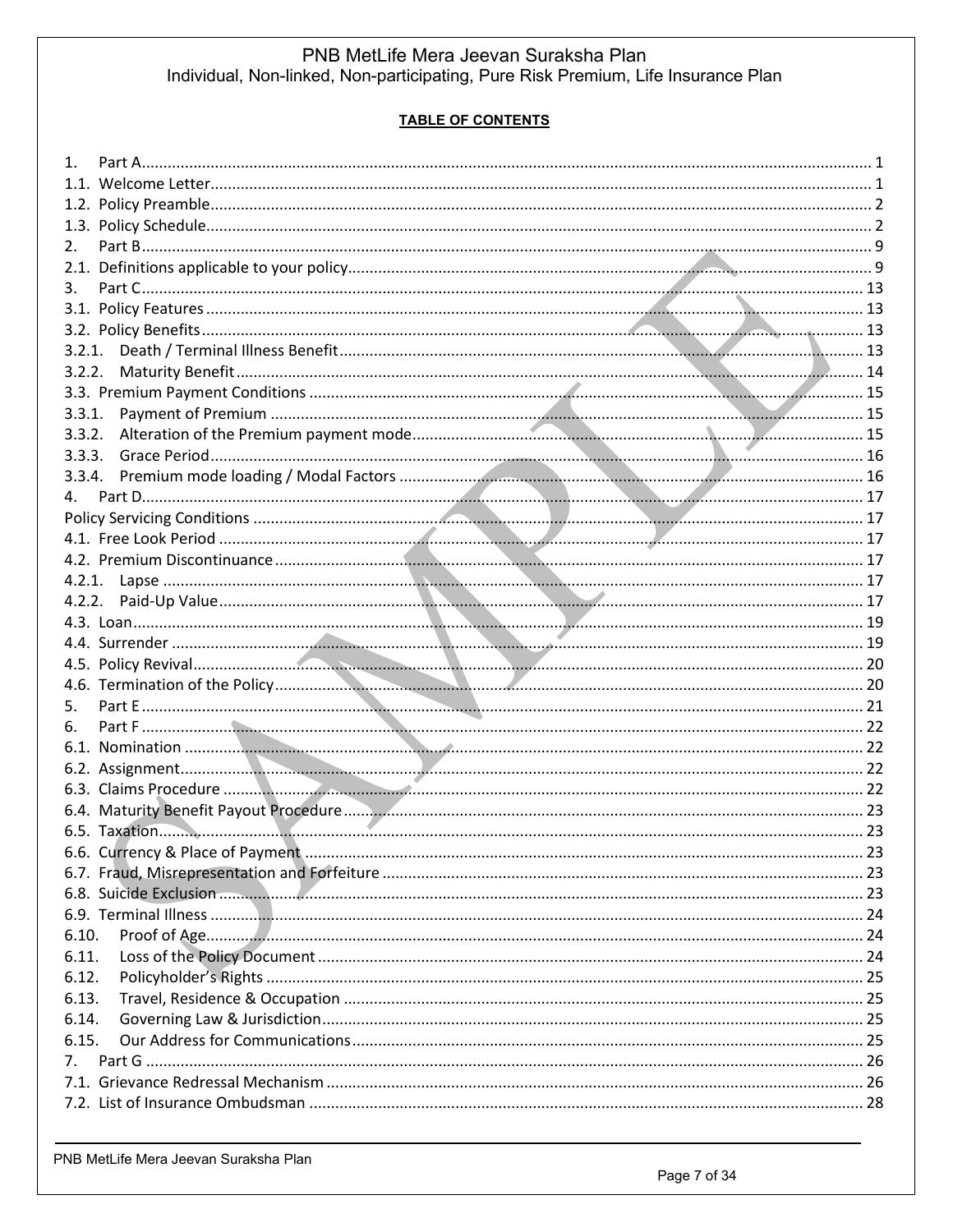**TABLE OF CONTENTS**

1. Part A ........ 1
1.1. Welcome Letter ........ 1
1.2. Policy Preamble ........ 2
1.3. Policy Schedule ........ 2
2. Part B ........ 9
2.1. Definitions applicable to your policy ........ 9
3. Part C ........ 13
3.1. Policy Features ........ 13
3.2. Policy Benefits ........ 13
3.2.1. Death / Terminal Illness Benefit ........ 13
3.2.2. Maturity Benefit ........ 14
3.3. Premium Payment Conditions ........ 15
3.3.1. Payment of Premium ........ 15
3.3.2. Alteration of the Premium payment mode ........ 15
3.3.3. Grace Period ........ 16
3.3.4. Premium mode loading / Modal Factors ........ 16
4. Part D ........ 17
Policy Servicing Conditions ........ 17
4.1. Free Look Period ........ 17
4.2. Premium Discontinuance ........ 17
4.2.1. Lapse ........ 17
4.2.2. Paid-Up Value ........ 17
4.3. Loan ........ 19
4.4. Surrender ........ 19
4.5. Policy Revival ........ 20
4.6. Termination of the Policy ........ 20
5. Part E ........ 21
6. Part F ........ 22
6.1. Nomination ........ 22
6.2. Assignment ........ 22
6.3. Claims Procedure ........ 22
6.4. Maturity Benefit Payout Procedure ........ 23
6.5. Taxation ........ 23
6.6. Currency & Place of Payment ........ 23
6.7. Fraud, Misrepresentation and Forfeiture ........ 23
6.8. Suicide Exclusion ........ 23
6.9. Terminal Illness ........ 24
6.10. Proof of Age ........ 24
6.11. Loss of the Policy Document ........ 24
6.12. Policyholder's Rights ........ 25
6.13. Travel, Residence & Occupation ........ 25
6.14. Governing Law & Jurisdiction ........ 25
6.15. Our Address for Communications ........ 25
7. Part G ........ 26
7.1. Grievance Redressal Mechanism ........ 26
7.2. List of Insurance Ombudsman ........ 28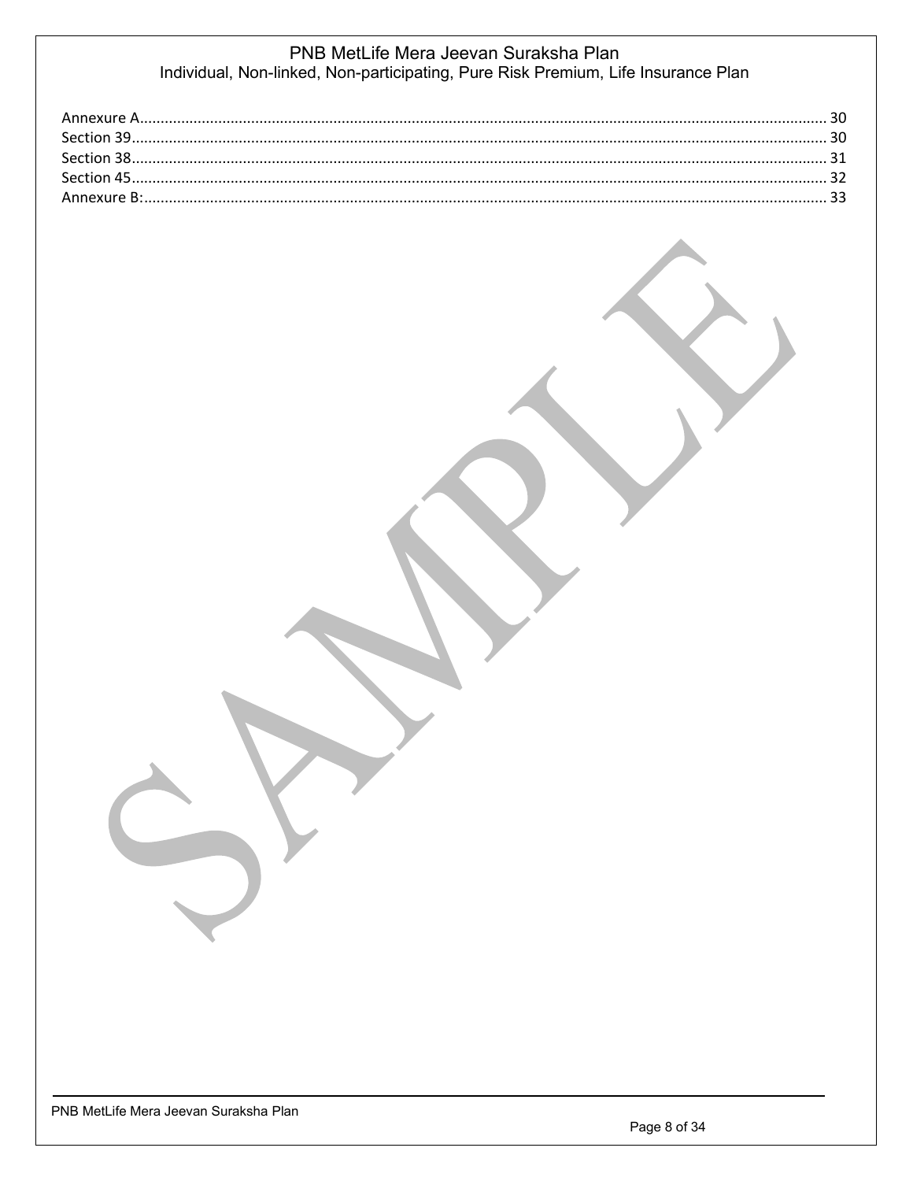Annexure A........................................................................................................................................................ 30
Section 39.......................................................................................................................................................... 30
Section 38.......................................................................................................................................................... 31
Section 45.......................................................................................................................................................... 32
Annexure B:....................................................................................................................................................... 33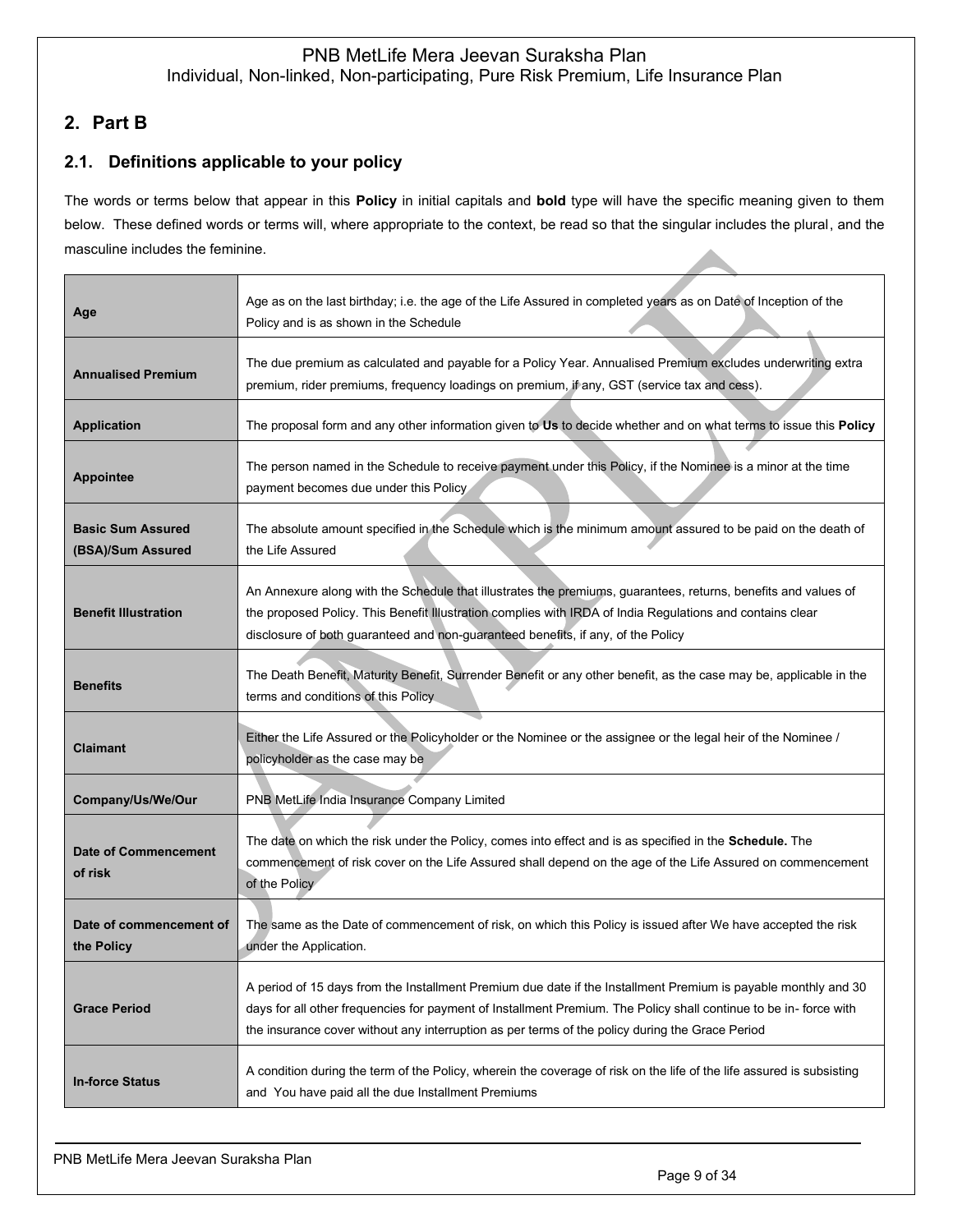## 2. Part B

### 2.1. Definitions applicable to your policy

The words or terms below that appear in this **Policy** in initial capitals and **bold** type will have the specific meaning given to them below. These defined words or terms will, where appropriate to the context, be read so that the singular includes the plural, and the masculine includes the feminine.

| | |
|---|---|
| **Age** | Age as on the last birthday; i.e. the age of the Life Assured in completed years as on Date of Inception of the Policy and is as shown in the Schedule |
| **Annualised Premium** | The due premium as calculated and payable for a Policy Year. Annualised Premium excludes underwriting extra premium, rider premiums, frequency loadings on premium, if any, GST (service tax and cess). |
| **Application** | The proposal form and any other information given to **Us** to decide whether and on what terms to issue this **Policy** |
| **Appointee** | The person named in the Schedule to receive payment under this Policy, if the Nominee is a minor at the time payment becomes due under this Policy |
| **Basic Sum Assured (BSA)/Sum Assured** | The absolute amount specified in the Schedule which is the minimum amount assured to be paid on the death of the Life Assured |
| **Benefit Illustration** | An Annexure along with the Schedule that illustrates the premiums, guarantees, returns, benefits and values of the proposed Policy. This Benefit Illustration complies with IRDA of India Regulations and contains clear disclosure of both guaranteed and non-guaranteed benefits, if any, of the Policy |
| **Benefits** | The Death Benefit, Maturity Benefit, Surrender Benefit or any other benefit, as the case may be, applicable in the terms and conditions of this Policy |
| **Claimant** | Either the Life Assured or the Policyholder or the Nominee or the assignee or the legal heir of the Nominee / policyholder as the case may be |
| **Company/Us/We/Our** | PNB MetLife India Insurance Company Limited |
| **Date of Commencement of risk** | The date on which the risk under the Policy, comes into effect and is as specified in the **Schedule.** The commencement of risk cover on the Life Assured shall depend on the age of the Life Assured on commencement of the Policy |
| **Date of commencement of the Policy** | The same as the Date of commencement of risk, on which this Policy is issued after We have accepted the risk under the Application. |
| **Grace Period** | A period of 15 days from the Installment Premium due date if the Installment Premium is payable monthly and 30 days for all other frequencies for payment of Installment Premium. The Policy shall continue to be in- force with the insurance cover without any interruption as per terms of the policy during the Grace Period |
| **In-force Status** | A condition during the term of the Policy, wherein the coverage of risk on the life of the life assured is subsisting and You have paid all the due Installment Premiums |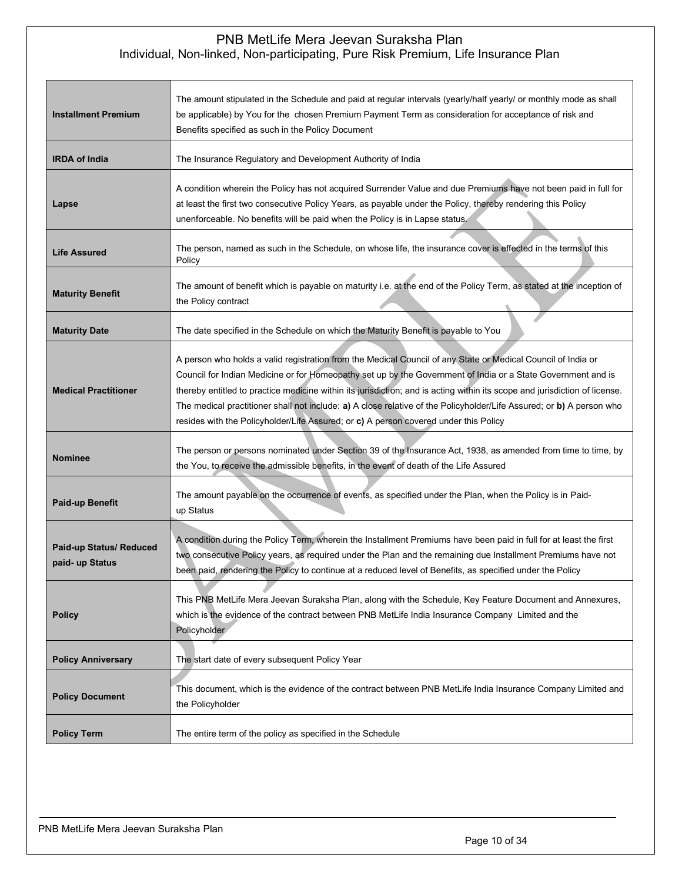| Installment Premium | The amount stipulated in the Schedule and paid at regular intervals (yearly/half yearly/ or monthly mode as shall be applicable) by You for the chosen Premium Payment Term as consideration for acceptance of risk and Benefits specified as such in the Policy Document |
|---|---|
| **IRDA of India** | The Insurance Regulatory and Development Authority of India |
| **Lapse** | A condition wherein the Policy has not acquired Surrender Value and due Premiums have not been paid in full for at least the first two consecutive Policy Years, as payable under the Policy, thereby rendering this Policy unenforceable. No benefits will be paid when the Policy is in Lapse status. |
| **Life Assured** | The person, named as such in the Schedule, on whose life, the insurance cover is effected in the terms of this Policy |
| **Maturity Benefit** | The amount of benefit which is payable on maturity i.e. at the end of the Policy Term, as stated at the inception of the Policy contract |
| **Maturity Date** | The date specified in the Schedule on which the Maturity Benefit is payable to You |
| **Medical Practitioner** | A person who holds a valid registration from the Medical Council of any State or Medical Council of India or Council for Indian Medicine or for Homeopathy set up by the Government of India or a State Government and is thereby entitled to practice medicine within its jurisdiction; and is acting within its scope and jurisdiction of license. The medical practitioner shall not include: **a)** A close relative of the Policyholder/Life Assured; or **b)** A person who resides with the Policyholder/Life Assured; or **c)** A person covered under this Policy |
| **Nominee** | The person or persons nominated under Section 39 of the Insurance Act, 1938, as amended from time to time, by the You, to receive the admissible benefits, in the event of death of the Life Assured |
| **Paid-up Benefit** | The amount payable on the occurrence of events, as specified under the Plan, when the Policy is in Paid-up Status |
| **Paid-up Status/ Reduced paid- up Status** | A condition during the Policy Term, wherein the Installment Premiums have been paid in full for at least the first two consecutive Policy years, as required under the Plan and the remaining due Installment Premiums have not been paid, rendering the Policy to continue at a reduced level of Benefits, as specified under the Policy |
| **Policy** | This PNB MetLife Mera Jeevan Suraksha Plan, along with the Schedule, Key Feature Document and Annexures, which is the evidence of the contract between PNB MetLife India Insurance Company Limited and the Policyholder |
| **Policy Anniversary** | The start date of every subsequent Policy Year |
| **Policy Document** | This document, which is the evidence of the contract between PNB MetLife India Insurance Company Limited and the Policyholder |
| **Policy Term** | The entire term of the policy as specified in the Schedule |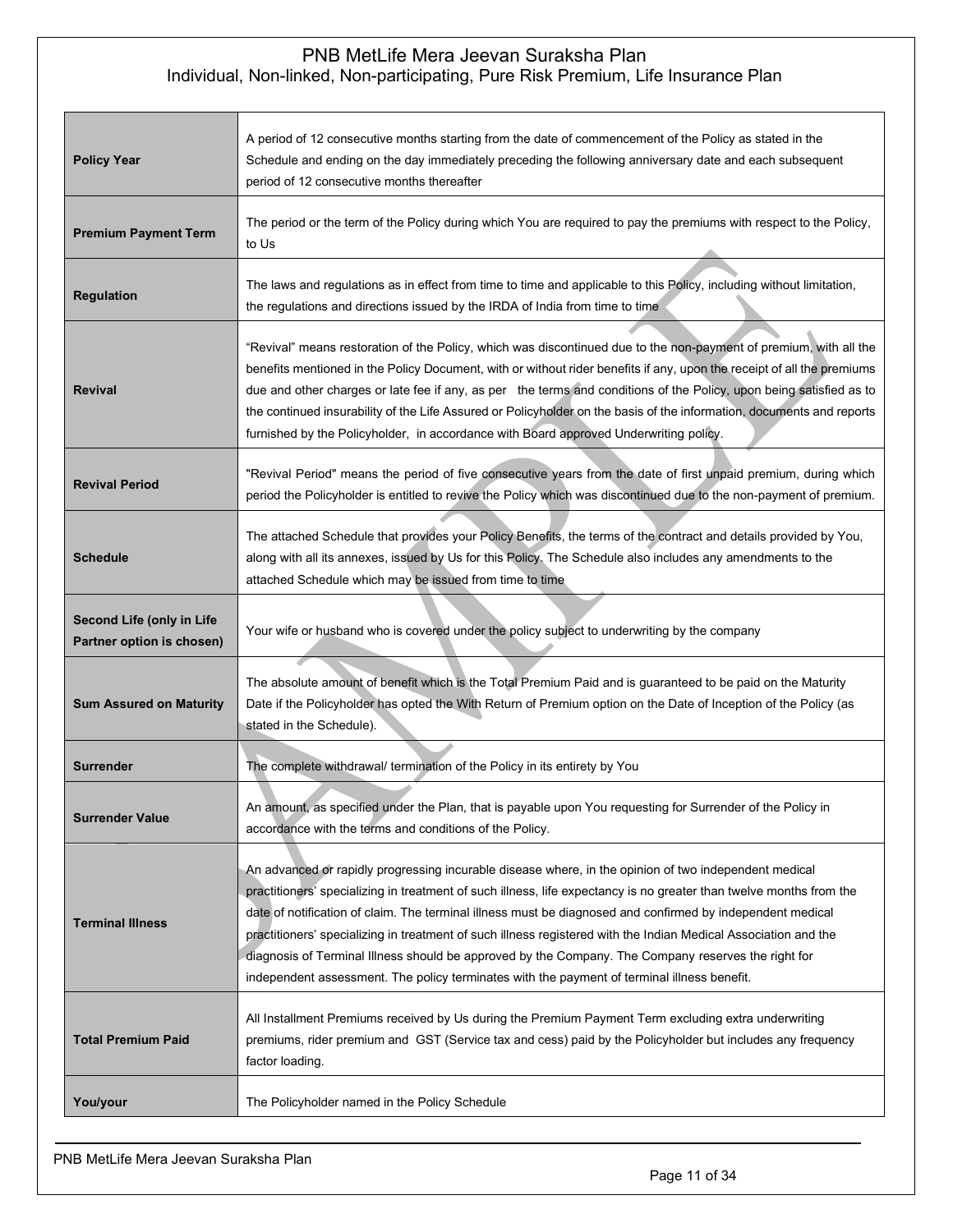| | |
|---|---|
| **Policy Year** | A period of 12 consecutive months starting from the date of commencement of the Policy as stated in the Schedule and ending on the day immediately preceding the following anniversary date and each subsequent period of 12 consecutive months thereafter |
| **Premium Payment Term** | The period or the term of the Policy during which You are required to pay the premiums with respect to the Policy, to Us |
| **Regulation** | The laws and regulations as in effect from time to time and applicable to this Policy, including without limitation, the regulations and directions issued by the IRDA of India from time to time |
| **Revival** | "Revival" means restoration of the Policy, which was discontinued due to the non-payment of premium, with all the benefits mentioned in the Policy Document, with or without rider benefits if any, upon the receipt of all the premiums due and other charges or late fee if any, as per the terms and conditions of the Policy, upon being satisfied as to the continued insurability of the Life Assured or Policyholder on the basis of the information, documents and reports furnished by the Policyholder, in accordance with Board approved Underwriting policy. |
| **Revival Period** | "Revival Period" means the period of five consecutive years from the date of first unpaid premium, during which period the Policyholder is entitled to revive the Policy which was discontinued due to the non-payment of premium. |
| **Schedule** | The attached Schedule that provides your Policy Benefits, the terms of the contract and details provided by You, along with all its annexes, issued by Us for this Policy. The Schedule also includes any amendments to the attached Schedule which may be issued from time to time |
| **Second Life (only in Life Partner option is chosen)** | Your wife or husband who is covered under the policy subject to underwriting by the company |
| **Sum Assured on Maturity** | The absolute amount of benefit which is the Total Premium Paid and is guaranteed to be paid on the Maturity Date if the Policyholder has opted the With Return of Premium option on the Date of Inception of the Policy (as stated in the Schedule). |
| **Surrender** | The complete withdrawal/ termination of the Policy in its entirety by You |
| **Surrender Value** | An amount, as specified under the Plan, that is payable upon You requesting for Surrender of the Policy in accordance with the terms and conditions of the Policy. |
| **Terminal Illness** | An advanced or rapidly progressing incurable disease where, in the opinion of two independent medical practitioners' specializing in treatment of such illness, life expectancy is no greater than twelve months from the date of notification of claim. The terminal illness must be diagnosed and confirmed by independent medical practitioners' specializing in treatment of such illness registered with the Indian Medical Association and the diagnosis of Terminal Illness should be approved by the Company. The Company reserves the right for independent assessment. The policy terminates with the payment of terminal illness benefit. |
| **Total Premium Paid** | All Installment Premiums received by Us during the Premium Payment Term excluding extra underwriting premiums, rider premium and GST (Service tax and cess) paid by the Policyholder but includes any frequency factor loading. |
| **You/your** | The Policyholder named in the Policy Schedule |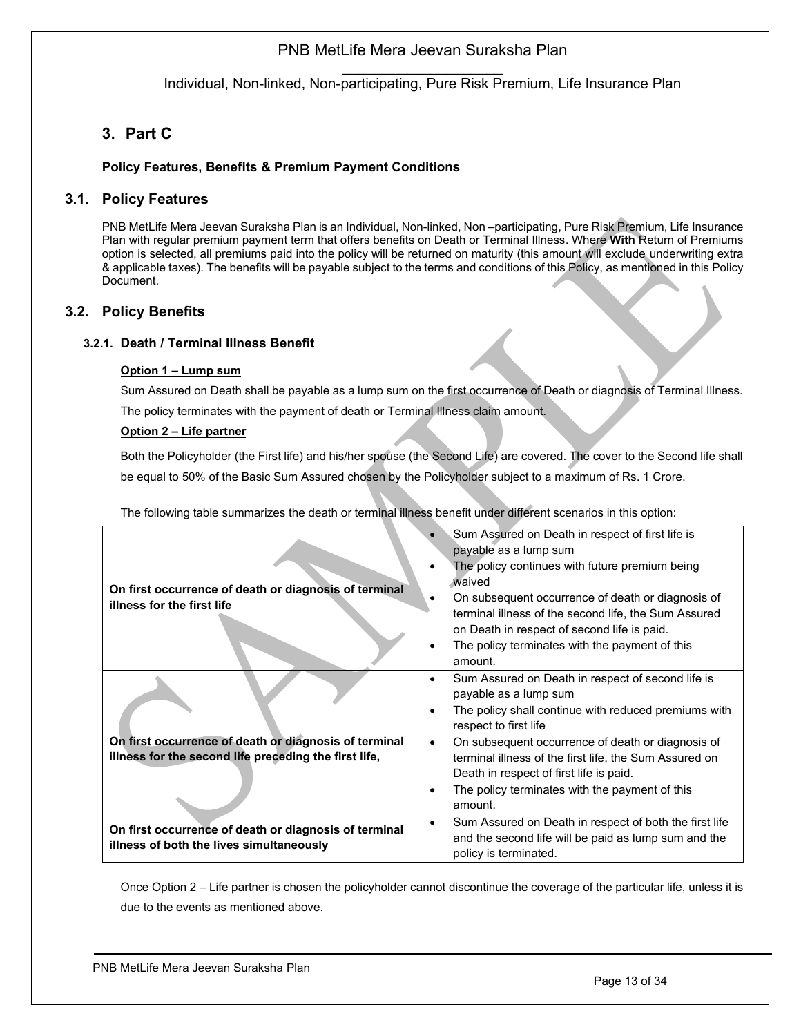## 3. Part C

**Policy Features, Benefits & Premium Payment Conditions**

## 3.1. Policy Features

PNB MetLife Mera Jeevan Suraksha Plan is an Individual, Non-linked, Non –participating, Pure Risk Premium, Life Insurance Plan with regular premium payment term that offers benefits on Death or Terminal Illness. Where **With** Return of Premiums option is selected, all premiums paid into the policy will be returned on maturity (this amount will exclude underwriting extra & applicable taxes). The benefits will be payable subject to the terms and conditions of this Policy, as mentioned in this Policy Document.

## 3.2. Policy Benefits

### 3.2.1. Death / Terminal Illness Benefit

**Option 1 – Lump sum**

Sum Assured on Death shall be payable as a lump sum on the first occurrence of Death or diagnosis of Terminal Illness. The policy terminates with the payment of death or Terminal Illness claim amount.

**Option 2 – Life partner**

Both the Policyholder (the First life) and his/her spouse (the Second Life) are covered. The cover to the Second life shall be equal to 50% of the Basic Sum Assured chosen by the Policyholder subject to a maximum of Rs. 1 Crore.

The following table summarizes the death or terminal illness benefit under different scenarios in this option:

| | |
|---|---|
| **On first occurrence of death or diagnosis of terminal illness for the first life** | • Sum Assured on Death in respect of first life is payable as a lump sum<br>• The policy continues with future premium being waived<br>• On subsequent occurrence of death or diagnosis of terminal illness of the second life, the Sum Assured on Death in respect of second life is paid.<br>• The policy terminates with the payment of this amount. |
| **On first occurrence of death or diagnosis of terminal illness for the second life preceding the first life,** | • Sum Assured on Death in respect of second life is payable as a lump sum<br>• The policy shall continue with reduced premiums with respect to first life<br>• On subsequent occurrence of death or diagnosis of terminal illness of the first life, the Sum Assured on Death in respect of first life is paid.<br>• The policy terminates with the payment of this amount. |
| **On first occurrence of death or diagnosis of terminal illness of both the lives simultaneously** | • Sum Assured on Death in respect of both the first life and the second life will be paid as lump sum and the policy is terminated. |

Once Option 2 – Life partner is chosen the policyholder cannot discontinue the coverage of the particular life, unless it is due to the events as mentioned above.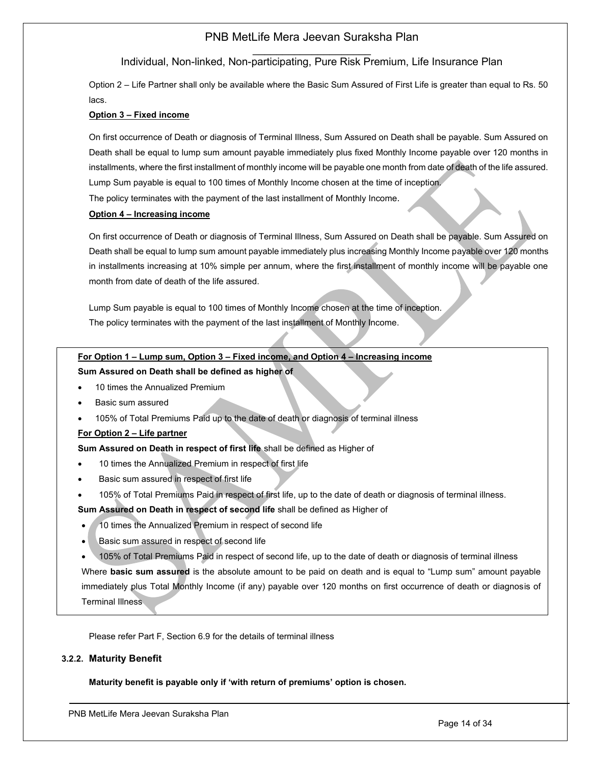Option 2 – Life Partner shall only be available where the Basic Sum Assured of First Life is greater than equal to Rs. 50 lacs.

**Option 3 – Fixed income**

On first occurrence of Death or diagnosis of Terminal Illness, Sum Assured on Death shall be payable. Sum Assured on Death shall be equal to lump sum amount payable immediately plus fixed Monthly Income payable over 120 months in installments, where the first installment of monthly income will be payable one month from date of death of the life assured. Lump Sum payable is equal to 100 times of Monthly Income chosen at the time of inception.

The policy terminates with the payment of the last installment of Monthly Income.

**Option 4 – Increasing income**

On first occurrence of Death or diagnosis of Terminal Illness, Sum Assured on Death shall be payable. Sum Assured on Death shall be equal to lump sum amount payable immediately plus increasing Monthly Income payable over 120 months in installments increasing at 10% simple per annum, where the first installment of monthly income will be payable one month from date of death of the life assured.

Lump Sum payable is equal to 100 times of Monthly Income chosen at the time of inception.

The policy terminates with the payment of the last installment of Monthly Income.

**For Option 1 – Lump sum, Option 3 – Fixed income, and Option 4 – Increasing income**

**Sum Assured on Death shall be defined as higher of**

- 10 times the Annualized Premium
- Basic sum assured
- 105% of Total Premiums Paid up to the date of death or diagnosis of terminal illness

**For Option 2 – Life partner**

**Sum Assured on Death in respect of first life** shall be defined as Higher of

- 10 times the Annualized Premium in respect of first life
- Basic sum assured in respect of first life
- 105% of Total Premiums Paid in respect of first life, up to the date of death or diagnosis of terminal illness.

**Sum Assured on Death in respect of second life** shall be defined as Higher of

- 10 times the Annualized Premium in respect of second life
- Basic sum assured in respect of second life
- 105% of Total Premiums Paid in respect of second life, up to the date of death or diagnosis of terminal illness

Where **basic sum assured** is the absolute amount to be paid on death and is equal to "Lump sum" amount payable immediately plus Total Monthly Income (if any) payable over 120 months on first occurrence of death or diagnosis of Terminal Illness

Please refer Part F, Section 6.9 for the details of terminal illness

### 3.2.2. Maturity Benefit

**Maturity benefit is payable only if 'with return of premiums' option is chosen.**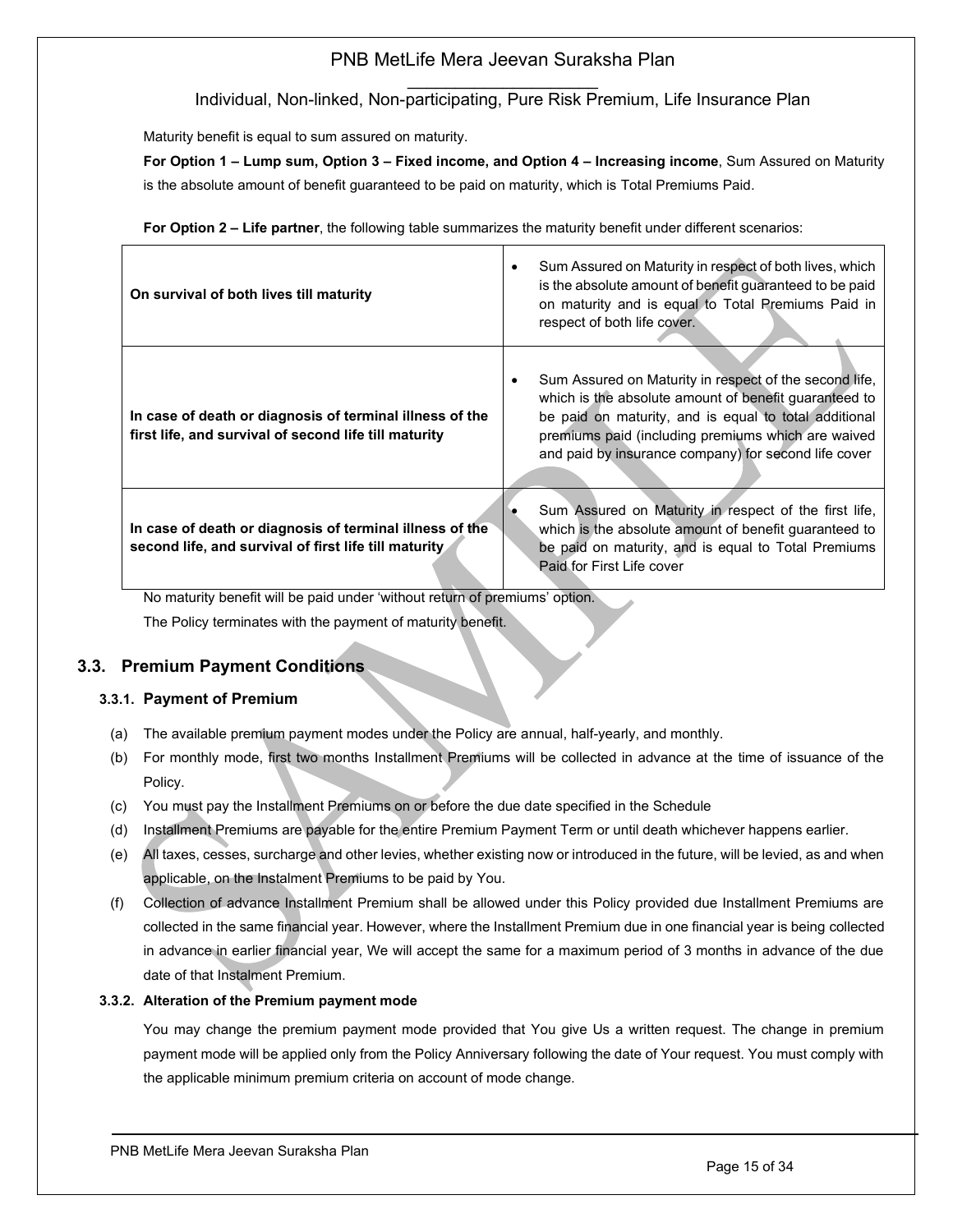Maturity benefit is equal to sum assured on maturity.

**For Option 1 – Lump sum, Option 3 – Fixed income, and Option 4 – Increasing income**, Sum Assured on Maturity is the absolute amount of benefit guaranteed to be paid on maturity, which is Total Premiums Paid.

**For Option 2 – Life partner**, the following table summarizes the maturity benefit under different scenarios:

| | |
|---|---|
| **On survival of both lives till maturity** | • Sum Assured on Maturity in respect of both lives, which is the absolute amount of benefit guaranteed to be paid on maturity and is equal to Total Premiums Paid in respect of both life cover. |
| **In case of death or diagnosis of terminal illness of the first life, and survival of second life till maturity** | • Sum Assured on Maturity in respect of the second life, which is the absolute amount of benefit guaranteed to be paid on maturity, and is equal to total additional premiums paid (including premiums which are waived and paid by insurance company) for second life cover |
| **In case of death or diagnosis of terminal illness of the second life, and survival of first life till maturity** | • Sum Assured on Maturity in respect of the first life, which is the absolute amount of benefit guaranteed to be paid on maturity, and is equal to Total Premiums Paid for First Life cover |

No maturity benefit will be paid under 'without return of premiums' option.

The Policy terminates with the payment of maturity benefit.

## 3.3. Premium Payment Conditions

### 3.3.1. Payment of Premium

(a) The available premium payment modes under the Policy are annual, half-yearly, and monthly.

(b) For monthly mode, first two months Installment Premiums will be collected in advance at the time of issuance of the Policy.

(c) You must pay the Installment Premiums on or before the due date specified in the Schedule

(d) Installment Premiums are payable for the entire Premium Payment Term or until death whichever happens earlier.

(e) All taxes, cesses, surcharge and other levies, whether existing now or introduced in the future, will be levied, as and when applicable, on the Instalment Premiums to be paid by You.

(f) Collection of advance Installment Premium shall be allowed under this Policy provided due Installment Premiums are collected in the same financial year. However, where the Installment Premium due in one financial year is being collected in advance in earlier financial year, We will accept the same for a maximum period of 3 months in advance of the due date of that Instalment Premium.

### 3.3.2. Alteration of the Premium payment mode

You may change the premium payment mode provided that You give Us a written request. The change in premium payment mode will be applied only from the Policy Anniversary following the date of Your request. You must comply with the applicable minimum premium criteria on account of mode change.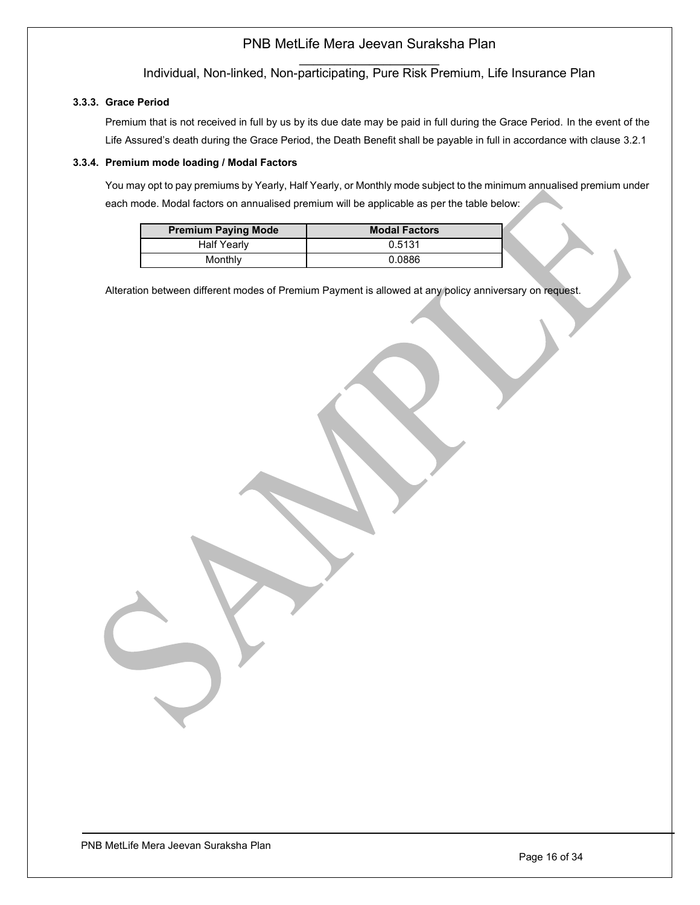#### 3.3.3. Grace Period

Premium that is not received in full by us by its due date may be paid in full during the Grace Period. In the event of the Life Assured's death during the Grace Period, the Death Benefit shall be payable in full in accordance with clause 3.2.1

#### 3.3.4. Premium mode loading / Modal Factors

You may opt to pay premiums by Yearly, Half Yearly, or Monthly mode subject to the minimum annualised premium under each mode. Modal factors on annualised premium will be applicable as per the table below:

| Premium Paying Mode | Modal Factors |
|---|---|
| Half Yearly | 0.5131 |
| Monthly | 0.0886 |

Alteration between different modes of Premium Payment is allowed at any policy anniversary on request.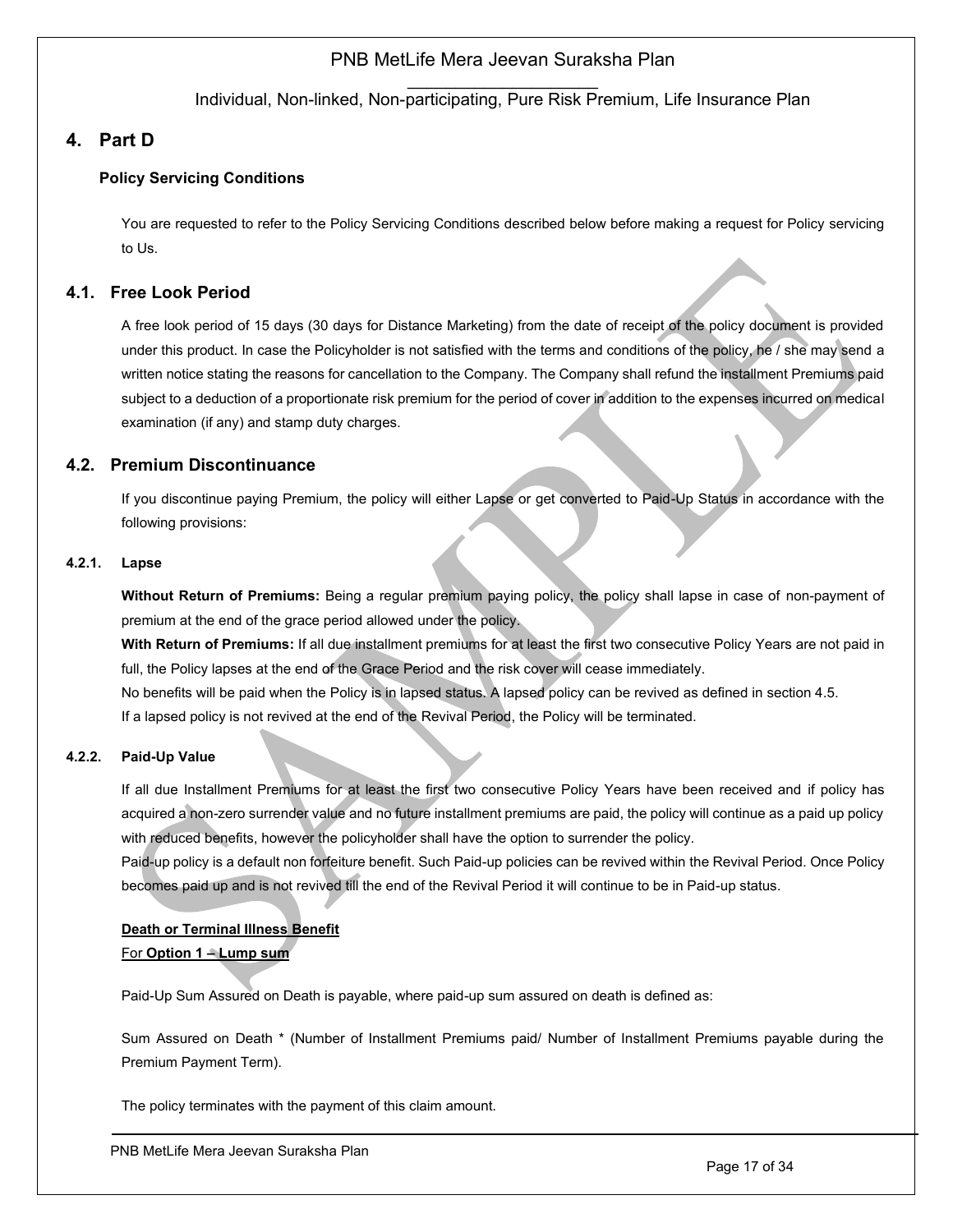# 4. Part D

### Policy Servicing Conditions

You are requested to refer to the Policy Servicing Conditions described below before making a request for Policy servicing to Us.

## 4.1. Free Look Period

A free look period of 15 days (30 days for Distance Marketing) from the date of receipt of the policy document is provided under this product. In case the Policyholder is not satisfied with the terms and conditions of the policy, he / she may send a written notice stating the reasons for cancellation to the Company. The Company shall refund the installment Premiums paid subject to a deduction of a proportionate risk premium for the period of cover in addition to the expenses incurred on medical examination (if any) and stamp duty charges.

## 4.2. Premium Discontinuance

If you discontinue paying Premium, the policy will either Lapse or get converted to Paid-Up Status in accordance with the following provisions:

#### 4.2.1. Lapse

**Without Return of Premiums:** Being a regular premium paying policy, the policy shall lapse in case of non-payment of premium at the end of the grace period allowed under the policy.

**With Return of Premiums:** If all due installment premiums for at least the first two consecutive Policy Years are not paid in full, the Policy lapses at the end of the Grace Period and the risk cover will cease immediately.

No benefits will be paid when the Policy is in lapsed status. A lapsed policy can be revived as defined in section 4.5.

If a lapsed policy is not revived at the end of the Revival Period, the Policy will be terminated.

#### 4.2.2. Paid-Up Value

If all due Installment Premiums for at least the first two consecutive Policy Years have been received and if policy has acquired a non-zero surrender value and no future installment premiums are paid, the policy will continue as a paid up policy with reduced benefits, however the policyholder shall have the option to surrender the policy.

Paid-up policy is a default non forfeiture benefit. Such Paid-up policies can be revived within the Revival Period. Once Policy becomes paid up and is not revived till the end of the Revival Period it will continue to be in Paid-up status.

**Death or Terminal Illness Benefit**

For **Option 1 – Lump sum**

Paid-Up Sum Assured on Death is payable, where paid-up sum assured on death is defined as:

Sum Assured on Death * (Number of Installment Premiums paid/ Number of Installment Premiums payable during the Premium Payment Term).

The policy terminates with the payment of this claim amount.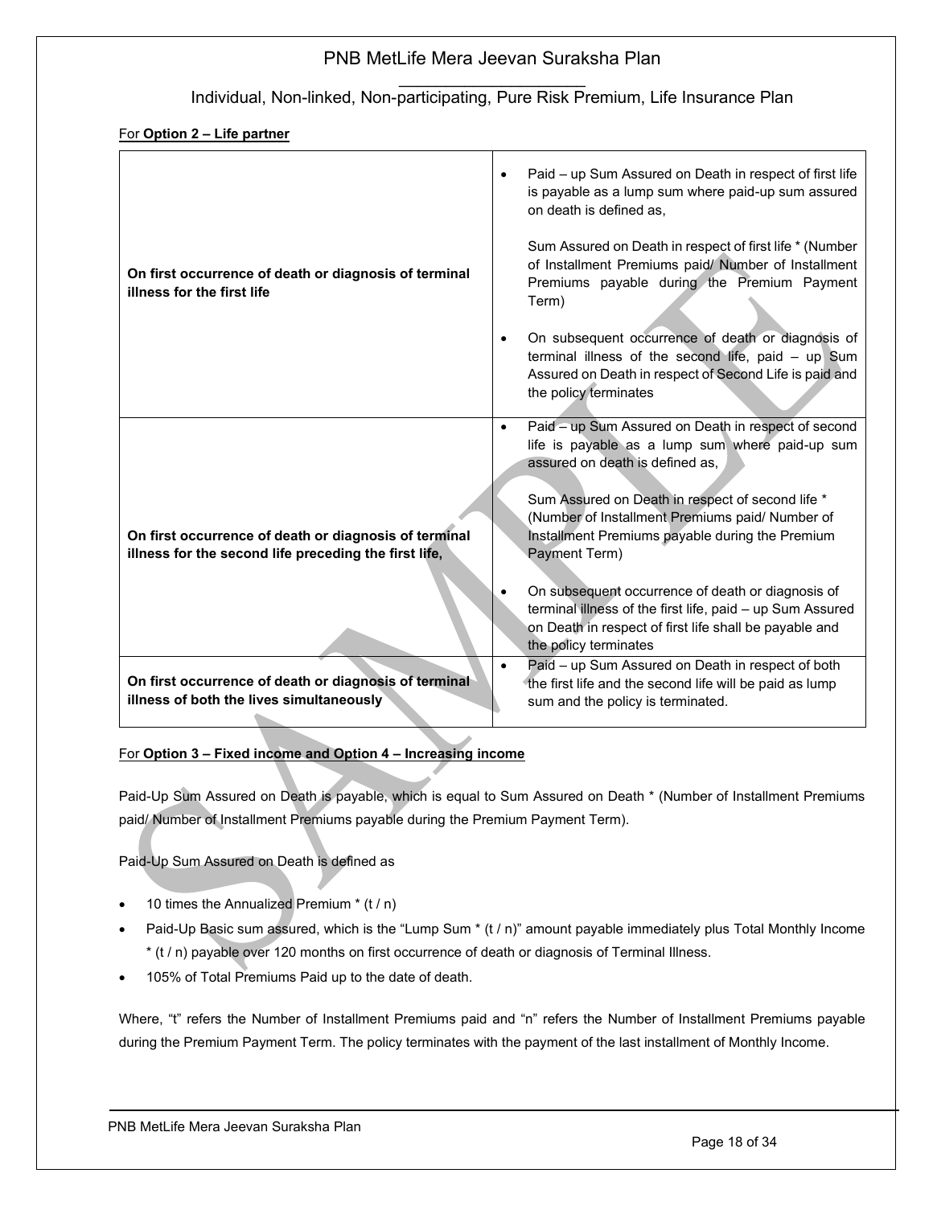For **Option 2 – Life partner**

| | |
|---|---|
| **On first occurrence of death or diagnosis of terminal illness for the first life** | • Paid – up Sum Assured on Death in respect of first life is payable as a lump sum where paid-up sum assured on death is defined as,<br><br>Sum Assured on Death in respect of first life * (Number of Installment Premiums paid/ Number of Installment Premiums payable during the Premium Payment Term)<br><br>• On subsequent occurrence of death or diagnosis of terminal illness of the second life, paid – up Sum Assured on Death in respect of Second Life is paid and the policy terminates |
| **On first occurrence of death or diagnosis of terminal illness for the second life preceding the first life,** | • Paid – up Sum Assured on Death in respect of second life is payable as a lump sum where paid-up sum assured on death is defined as,<br><br>Sum Assured on Death in respect of second life * (Number of Installment Premiums paid/ Number of Installment Premiums payable during the Premium Payment Term)<br><br>• On subsequent occurrence of death or diagnosis of terminal illness of the first life, paid – up Sum Assured on Death in respect of first life shall be payable and the policy terminates |
| **On first occurrence of death or diagnosis of terminal illness of both the lives simultaneously** | • Paid – up Sum Assured on Death in respect of both the first life and the second life will be paid as lump sum and the policy is terminated. |

For **Option 3 – Fixed income and Option 4 – Increasing income**

Paid-Up Sum Assured on Death is payable, which is equal to Sum Assured on Death * (Number of Installment Premiums paid/ Number of Installment Premiums payable during the Premium Payment Term).

Paid-Up Sum Assured on Death is defined as

- 10 times the Annualized Premium * (t / n)
- Paid-Up Basic sum assured, which is the "Lump Sum * (t / n)" amount payable immediately plus Total Monthly Income * (t / n) payable over 120 months on first occurrence of death or diagnosis of Terminal Illness.
- 105% of Total Premiums Paid up to the date of death.

Where, "t" refers the Number of Installment Premiums paid and "n" refers the Number of Installment Premiums payable during the Premium Payment Term. The policy terminates with the payment of the last installment of Monthly Income.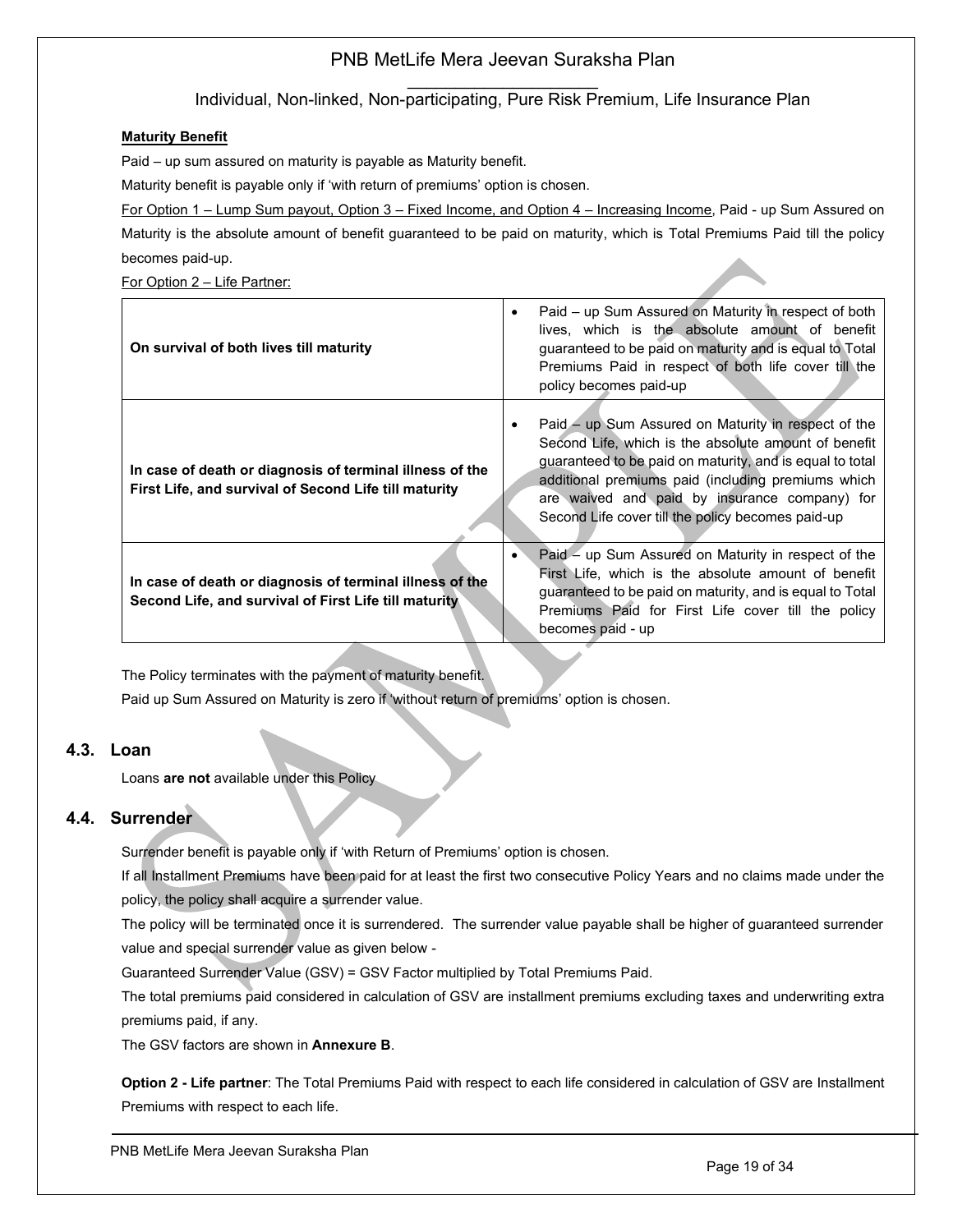**Maturity Benefit**

Paid – up sum assured on maturity is payable as Maturity benefit.

Maturity benefit is payable only if 'with return of premiums' option is chosen.

For Option 1 – Lump Sum payout, Option 3 – Fixed Income, and Option 4 – Increasing Income, Paid - up Sum Assured on Maturity is the absolute amount of benefit guaranteed to be paid on maturity, which is Total Premiums Paid till the policy becomes paid-up.

For Option 2 – Life Partner:

| | |
|---|---|
| **On survival of both lives till maturity** | • Paid – up Sum Assured on Maturity in respect of both lives, which is the absolute amount of benefit guaranteed to be paid on maturity and is equal to Total Premiums Paid in respect of both life cover till the policy becomes paid-up |
| **In case of death or diagnosis of terminal illness of the First Life, and survival of Second Life till maturity** | • Paid – up Sum Assured on Maturity in respect of the Second Life, which is the absolute amount of benefit guaranteed to be paid on maturity, and is equal to total additional premiums paid (including premiums which are waived and paid by insurance company) for Second Life cover till the policy becomes paid-up |
| **In case of death or diagnosis of terminal illness of the Second Life, and survival of First Life till maturity** | • Paid – up Sum Assured on Maturity in respect of the First Life, which is the absolute amount of benefit guaranteed to be paid on maturity, and is equal to Total Premiums Paid for First Life cover till the policy becomes paid - up |

The Policy terminates with the payment of maturity benefit.

Paid up Sum Assured on Maturity is zero if 'without return of premiums' option is chosen.

## 4.3. Loan

Loans **are not** available under this Policy

## 4.4. Surrender

Surrender benefit is payable only if 'with Return of Premiums' option is chosen.

If all Installment Premiums have been paid for at least the first two consecutive Policy Years and no claims made under the policy, the policy shall acquire a surrender value.

The policy will be terminated once it is surrendered. The surrender value payable shall be higher of guaranteed surrender value and special surrender value as given below -

Guaranteed Surrender Value (GSV) = GSV Factor multiplied by Total Premiums Paid.

The total premiums paid considered in calculation of GSV are installment premiums excluding taxes and underwriting extra premiums paid, if any.

The GSV factors are shown in **Annexure B**.

**Option 2 - Life partner**: The Total Premiums Paid with respect to each life considered in calculation of GSV are Installment Premiums with respect to each life.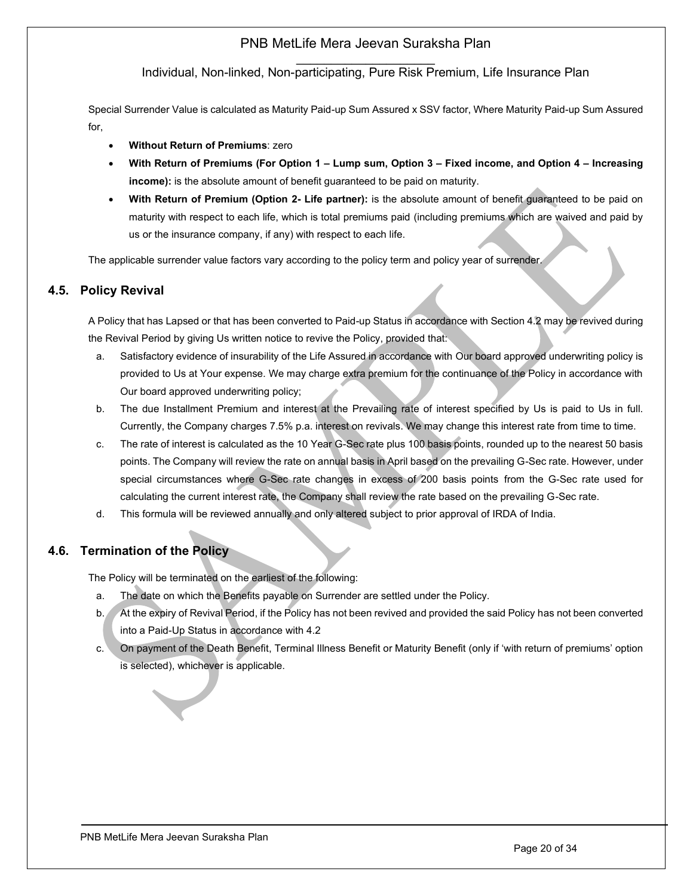Special Surrender Value is calculated as Maturity Paid-up Sum Assured x SSV factor, Where Maturity Paid-up Sum Assured for,

- **Without Return of Premiums**: zero
- **With Return of Premiums (For Option 1 – Lump sum, Option 3 – Fixed income, and Option 4 – Increasing income):** is the absolute amount of benefit guaranteed to be paid on maturity.
- **With Return of Premium (Option 2- Life partner):** is the absolute amount of benefit guaranteed to be paid on maturity with respect to each life, which is total premiums paid (including premiums which are waived and paid by us or the insurance company, if any) with respect to each life.

The applicable surrender value factors vary according to the policy term and policy year of surrender.

## 4.5. Policy Revival

A Policy that has Lapsed or that has been converted to Paid-up Status in accordance with Section 4.2 may be revived during the Revival Period by giving Us written notice to revive the Policy, provided that:

a. Satisfactory evidence of insurability of the Life Assured in accordance with Our board approved underwriting policy is provided to Us at Your expense. We may charge extra premium for the continuance of the Policy in accordance with Our board approved underwriting policy;

b. The due Installment Premium and interest at the Prevailing rate of interest specified by Us is paid to Us in full. Currently, the Company charges 7.5% p.a. interest on revivals. We may change this interest rate from time to time.

c. The rate of interest is calculated as the 10 Year G-Sec rate plus 100 basis points, rounded up to the nearest 50 basis points. The Company will review the rate on annual basis in April based on the prevailing G-Sec rate. However, under special circumstances where G-Sec rate changes in excess of 200 basis points from the G-Sec rate used for calculating the current interest rate, the Company shall review the rate based on the prevailing G-Sec rate.

d. This formula will be reviewed annually and only altered subject to prior approval of IRDA of India.

## 4.6. Termination of the Policy

The Policy will be terminated on the earliest of the following:

a. The date on which the Benefits payable on Surrender are settled under the Policy.

b. At the expiry of Revival Period, if the Policy has not been revived and provided the said Policy has not been converted into a Paid-Up Status in accordance with 4.2

c. On payment of the Death Benefit, Terminal Illness Benefit or Maturity Benefit (only if 'with return of premiums' option is selected), whichever is applicable.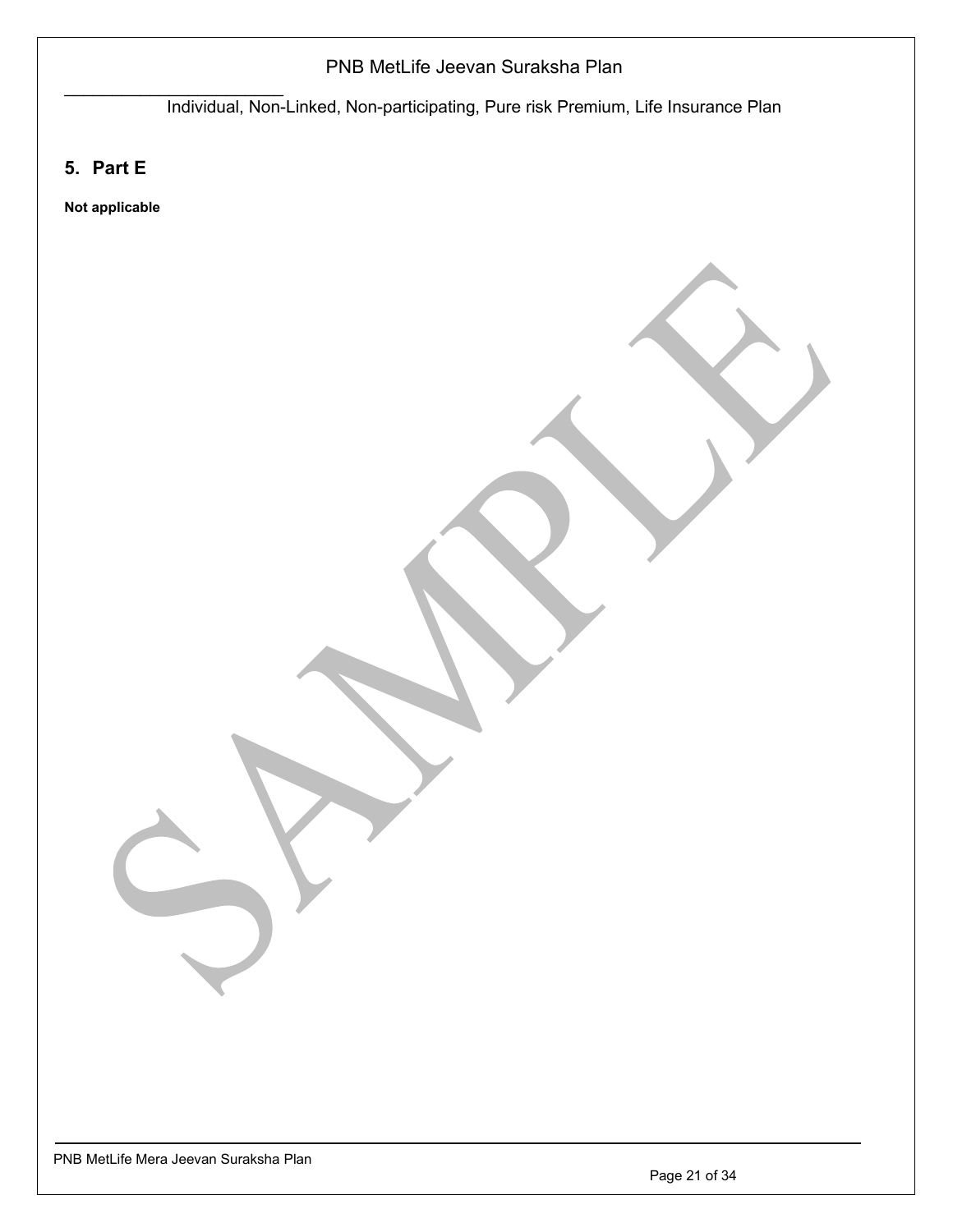## 5. Part E

**Not applicable**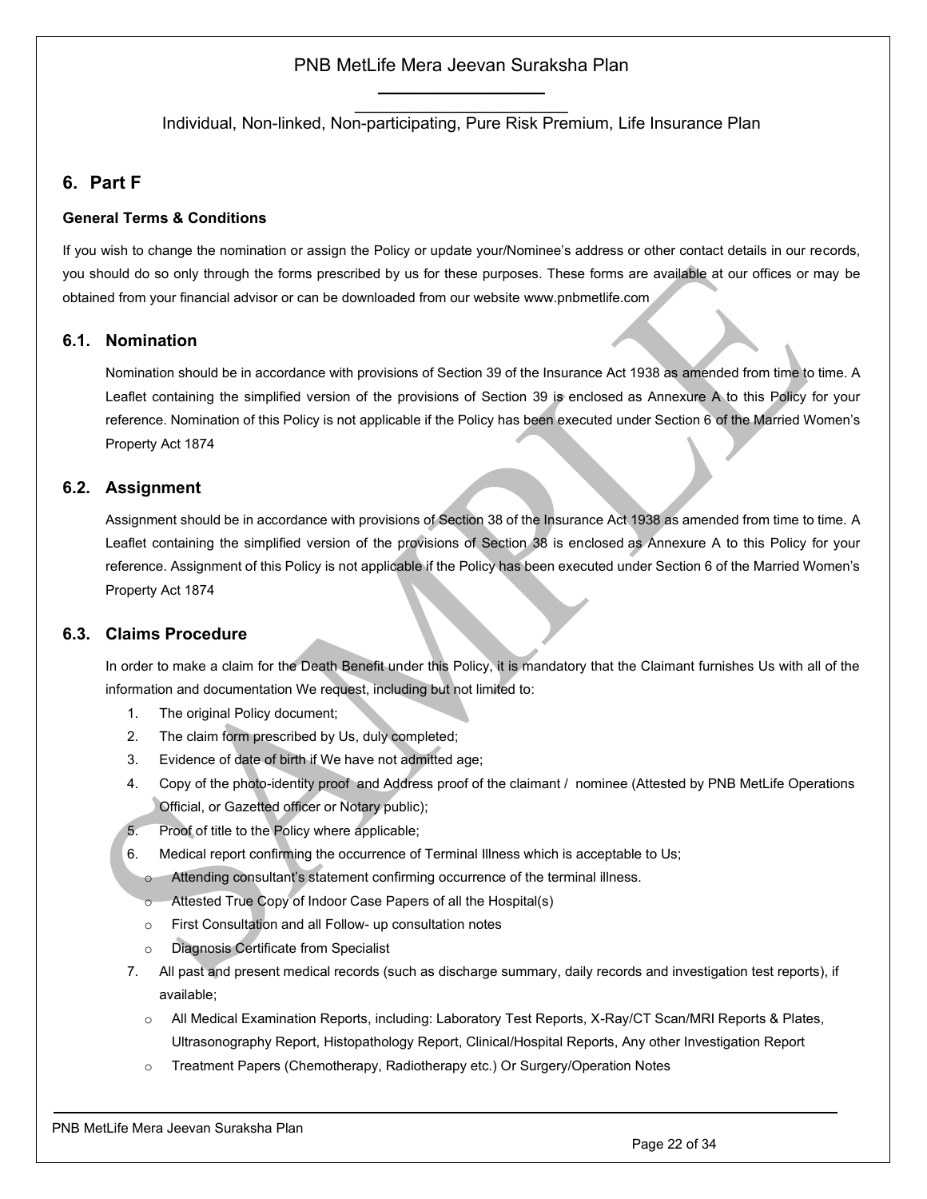## 6. Part F

**General Terms & Conditions**

If you wish to change the nomination or assign the Policy or update your/Nominee's address or other contact details in our records, you should do so only through the forms prescribed by us for these purposes. These forms are available at our offices or may be obtained from your financial advisor or can be downloaded from our website www.pnbmetlife.com

### 6.1. Nomination

Nomination should be in accordance with provisions of Section 39 of the Insurance Act 1938 as amended from time to time. A Leaflet containing the simplified version of the provisions of Section 39 is enclosed as Annexure A to this Policy for your reference. Nomination of this Policy is not applicable if the Policy has been executed under Section 6 of the Married Women's Property Act 1874

### 6.2. Assignment

Assignment should be in accordance with provisions of Section 38 of the Insurance Act 1938 as amended from time to time. A Leaflet containing the simplified version of the provisions of Section 38 is enclosed as Annexure A to this Policy for your reference. Assignment of this Policy is not applicable if the Policy has been executed under Section 6 of the Married Women's Property Act 1874

### 6.3. Claims Procedure

In order to make a claim for the Death Benefit under this Policy, it is mandatory that the Claimant furnishes Us with all of the information and documentation We request, including but not limited to:

1. The original Policy document;
2. The claim form prescribed by Us, duly completed;
3. Evidence of date of birth if We have not admitted age;
4. Copy of the photo-identity proof and Address proof of the claimant / nominee (Attested by PNB MetLife Operations Official, or Gazetted officer or Notary public);
5. Proof of title to the Policy where applicable;
6. Medical report confirming the occurrence of Terminal Illness which is acceptable to Us;
   - Attending consultant's statement confirming occurrence of the terminal illness.
   - Attested True Copy of Indoor Case Papers of all the Hospital(s)
   - First Consultation and all Follow- up consultation notes
   - Diagnosis Certificate from Specialist
7. All past and present medical records (such as discharge summary, daily records and investigation test reports), if available;
   - All Medical Examination Reports, including: Laboratory Test Reports, X-Ray/CT Scan/MRI Reports & Plates, Ultrasonography Report, Histopathology Report, Clinical/Hospital Reports, Any other Investigation Report
   - Treatment Papers (Chemotherapy, Radiotherapy etc.) Or Surgery/Operation Notes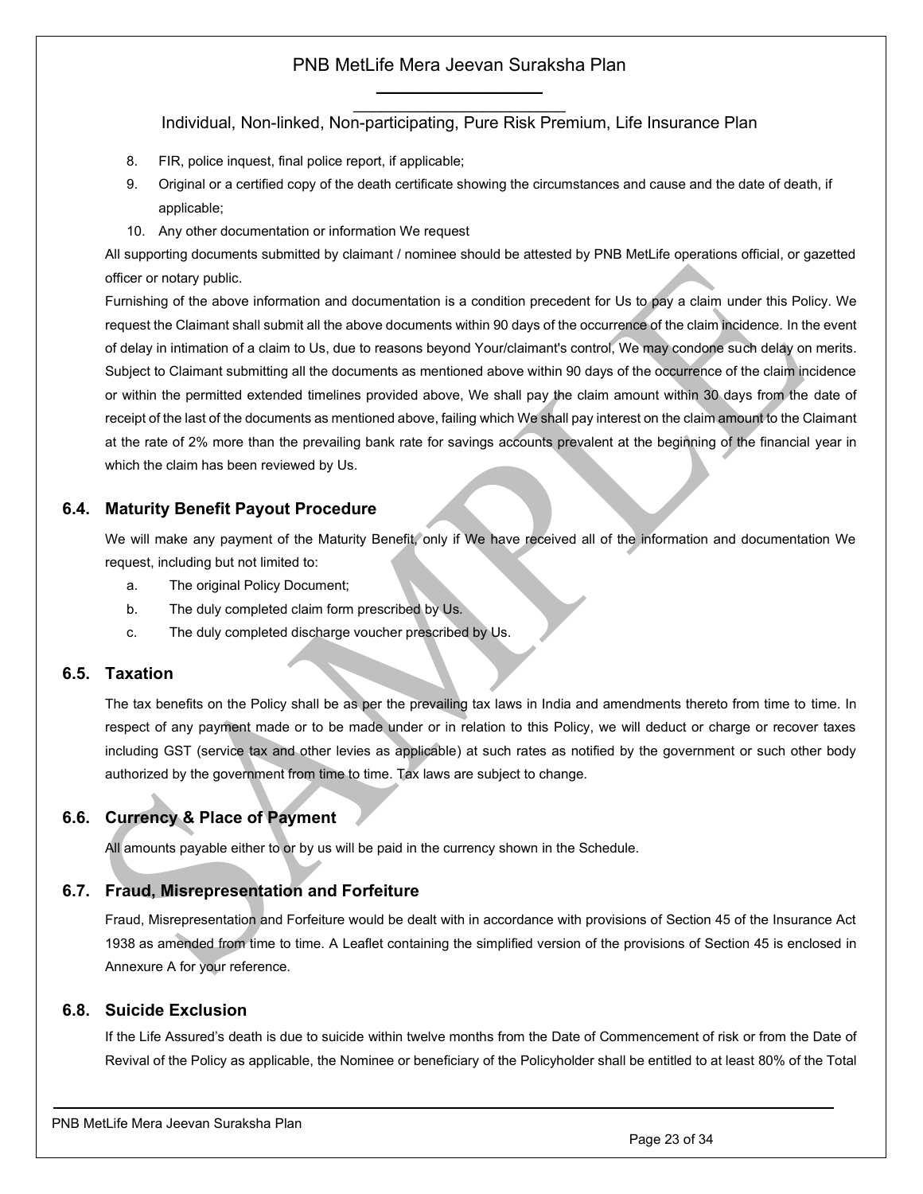8. FIR, police inquest, final police report, if applicable;
9. Original or a certified copy of the death certificate showing the circumstances and cause and the date of death, if applicable;
10. Any other documentation or information We request

All supporting documents submitted by claimant / nominee should be attested by PNB MetLife operations official, or gazetted officer or notary public.

Furnishing of the above information and documentation is a condition precedent for Us to pay a claim under this Policy. We request the Claimant shall submit all the above documents within 90 days of the occurrence of the claim incidence. In the event of delay in intimation of a claim to Us, due to reasons beyond Your/claimant's control, We may condone such delay on merits. Subject to Claimant submitting all the documents as mentioned above within 90 days of the occurrence of the claim incidence or within the permitted extended timelines provided above, We shall pay the claim amount within 30 days from the date of receipt of the last of the documents as mentioned above, failing which We shall pay interest on the claim amount to the Claimant at the rate of 2% more than the prevailing bank rate for savings accounts prevalent at the beginning of the financial year in which the claim has been reviewed by Us.

## 6.4. Maturity Benefit Payout Procedure

We will make any payment of the Maturity Benefit, only if We have received all of the information and documentation We request, including but not limited to:

a. The original Policy Document;
b. The duly completed claim form prescribed by Us.
c. The duly completed discharge voucher prescribed by Us.

## 6.5. Taxation

The tax benefits on the Policy shall be as per the prevailing tax laws in India and amendments thereto from time to time. In respect of any payment made or to be made under or in relation to this Policy, we will deduct or charge or recover taxes including GST (service tax and other levies as applicable) at such rates as notified by the government or such other body authorized by the government from time to time. Tax laws are subject to change.

## 6.6. Currency & Place of Payment

All amounts payable either to or by us will be paid in the currency shown in the Schedule.

## 6.7. Fraud, Misrepresentation and Forfeiture

Fraud, Misrepresentation and Forfeiture would be dealt with in accordance with provisions of Section 45 of the Insurance Act 1938 as amended from time to time. A Leaflet containing the simplified version of the provisions of Section 45 is enclosed in Annexure A for your reference.

## 6.8. Suicide Exclusion

If the Life Assured's death is due to suicide within twelve months from the Date of Commencement of risk or from the Date of Revival of the Policy as applicable, the Nominee or beneficiary of the Policyholder shall be entitled to at least 80% of the Total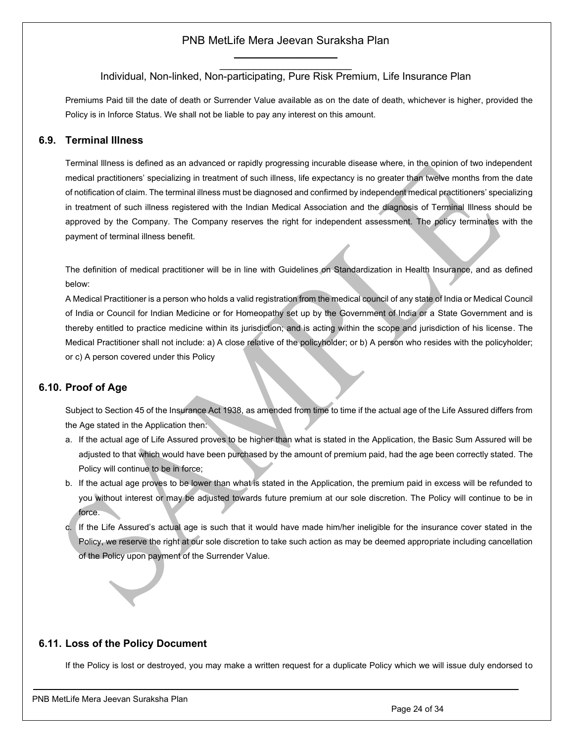Premiums Paid till the date of death or Surrender Value available as on the date of death, whichever is higher, provided the Policy is in Inforce Status. We shall not be liable to pay any interest on this amount.

## 6.9. Terminal Illness

Terminal Illness is defined as an advanced or rapidly progressing incurable disease where, in the opinion of two independent medical practitioners' specializing in treatment of such illness, life expectancy is no greater than twelve months from the date of notification of claim. The terminal illness must be diagnosed and confirmed by independent medical practitioners' specializing in treatment of such illness registered with the Indian Medical Association and the diagnosis of Terminal Illness should be approved by the Company. The Company reserves the right for independent assessment. The policy terminates with the payment of terminal illness benefit.

The definition of medical practitioner will be in line with Guidelines on Standardization in Health Insurance, and as defined below:

A Medical Practitioner is a person who holds a valid registration from the medical council of any state of India or Medical Council of India or Council for Indian Medicine or for Homeopathy set up by the Government of India or a State Government and is thereby entitled to practice medicine within its jurisdiction; and is acting within the scope and jurisdiction of his license. The Medical Practitioner shall not include: a) A close relative of the policyholder; or b) A person who resides with the policyholder; or c) A person covered under this Policy

## 6.10. Proof of Age

Subject to Section 45 of the Insurance Act 1938, as amended from time to time if the actual age of the Life Assured differs from the Age stated in the Application then:

a. If the actual age of Life Assured proves to be higher than what is stated in the Application, the Basic Sum Assured will be adjusted to that which would have been purchased by the amount of premium paid, had the age been correctly stated. The Policy will continue to be in force;
b. If the actual age proves to be lower than what is stated in the Application, the premium paid in excess will be refunded to you without interest or may be adjusted towards future premium at our sole discretion. The Policy will continue to be in force.
c. If the Life Assured's actual age is such that it would have made him/her ineligible for the insurance cover stated in the Policy, we reserve the right at our sole discretion to take such action as may be deemed appropriate including cancellation of the Policy upon payment of the Surrender Value.

## 6.11. Loss of the Policy Document

If the Policy is lost or destroyed, you may make a written request for a duplicate Policy which we will issue duly endorsed to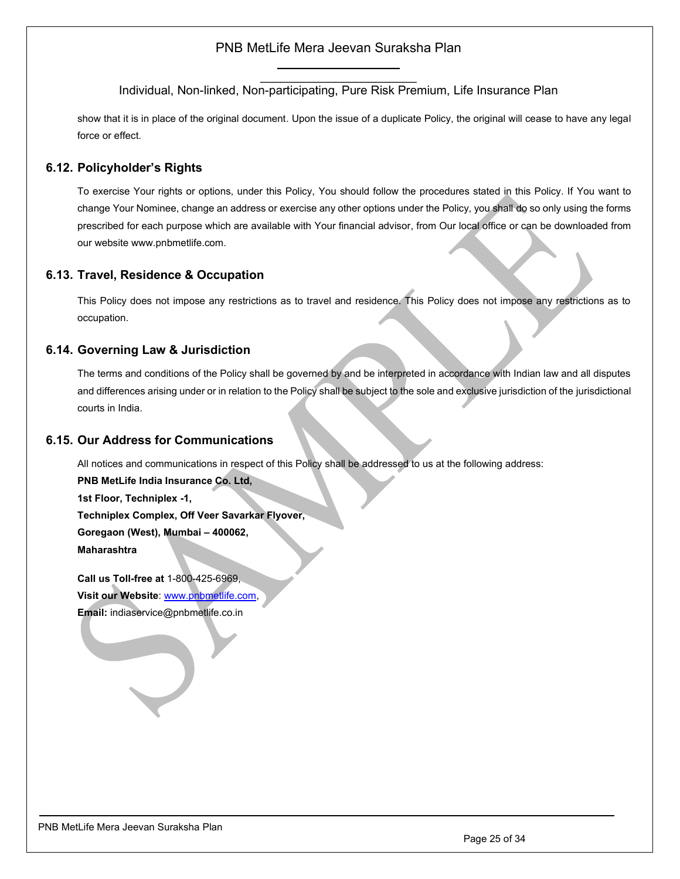show that it is in place of the original document. Upon the issue of a duplicate Policy, the original will cease to have any legal force or effect.

## 6.12. Policyholder's Rights

To exercise Your rights or options, under this Policy, You should follow the procedures stated in this Policy. If You want to change Your Nominee, change an address or exercise any other options under the Policy, you shall do so only using the forms prescribed for each purpose which are available with Your financial advisor, from Our local office or can be downloaded from our website www.pnbmetlife.com.

## 6.13. Travel, Residence & Occupation

This Policy does not impose any restrictions as to travel and residence. This Policy does not impose any restrictions as to occupation.

## 6.14. Governing Law & Jurisdiction

The terms and conditions of the Policy shall be governed by and be interpreted in accordance with Indian law and all disputes and differences arising under or in relation to the Policy shall be subject to the sole and exclusive jurisdiction of the jurisdictional courts in India.

## 6.15. Our Address for Communications

All notices and communications in respect of this Policy shall be addressed to us at the following address:

**PNB MetLife India Insurance Co. Ltd,**
**1st Floor, Techniplex -1,**
**Techniplex Complex, Off Veer Savarkar Flyover,**
**Goregaon (West), Mumbai – 400062,**
**Maharashtra**

**Call us Toll-free at** 1-800-425-6969,
**Visit our Website**: www.pnbmetlife.com,
**Email:** indiaservice@pnbmetlife.co.in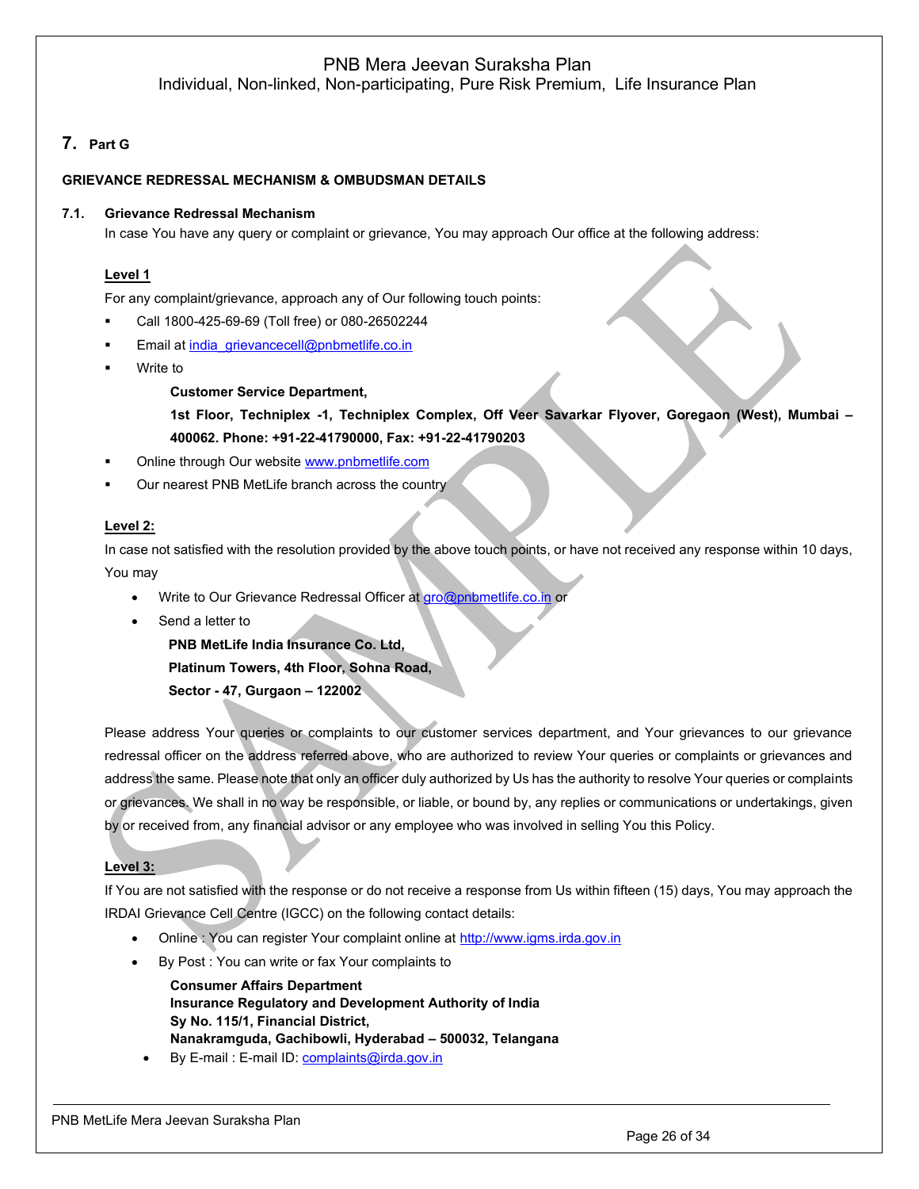## 7. Part G

**GRIEVANCE REDRESSAL MECHANISM & OMBUDSMAN DETAILS**

**7.1. Grievance Redressal Mechanism**

In case You have any query or complaint or grievance, You may approach Our office at the following address:

**Level 1**

For any complaint/grievance, approach any of Our following touch points:

- Call 1800-425-69-69 (Toll free) or 080-26502244
- Email at india_grievancecell@pnbmetlife.co.in
- Write to

  **Customer Service Department,**

  **1st Floor, Techniplex -1, Techniplex Complex, Off Veer Savarkar Flyover, Goregaon (West), Mumbai – 400062. Phone: +91-22-41790000, Fax: +91-22-41790203**

- Online through Our website www.pnbmetlife.com
- Our nearest PNB MetLife branch across the country

**Level 2:**

In case not satisfied with the resolution provided by the above touch points, or have not received any response within 10 days, You may

- Write to Our Grievance Redressal Officer at gro@pnbmetlife.co.in or
- Send a letter to

  **PNB MetLife India Insurance Co. Ltd,**
  **Platinum Towers, 4th Floor, Sohna Road,**
  **Sector - 47, Gurgaon – 122002**

Please address Your queries or complaints to our customer services department, and Your grievances to our grievance redressal officer on the address referred above, who are authorized to review Your queries or complaints or grievances and address the same. Please note that only an officer duly authorized by Us has the authority to resolve Your queries or complaints or grievances. We shall in no way be responsible, or liable, or bound by, any replies or communications or undertakings, given by or received from, any financial advisor or any employee who was involved in selling You this Policy.

**Level 3:**

If You are not satisfied with the response or do not receive a response from Us within fifteen (15) days, You may approach the IRDAI Grievance Cell Centre (IGCC) on the following contact details:

- Online : You can register Your complaint online at http://www.igms.irda.gov.in
- By Post : You can write or fax Your complaints to

  **Consumer Affairs Department**
  **Insurance Regulatory and Development Authority of India**
  **Sy No. 115/1, Financial District,**
  **Nanakramguda, Gachibowli, Hyderabad – 500032, Telangana**

- By E-mail : E-mail ID: complaints@irda.gov.in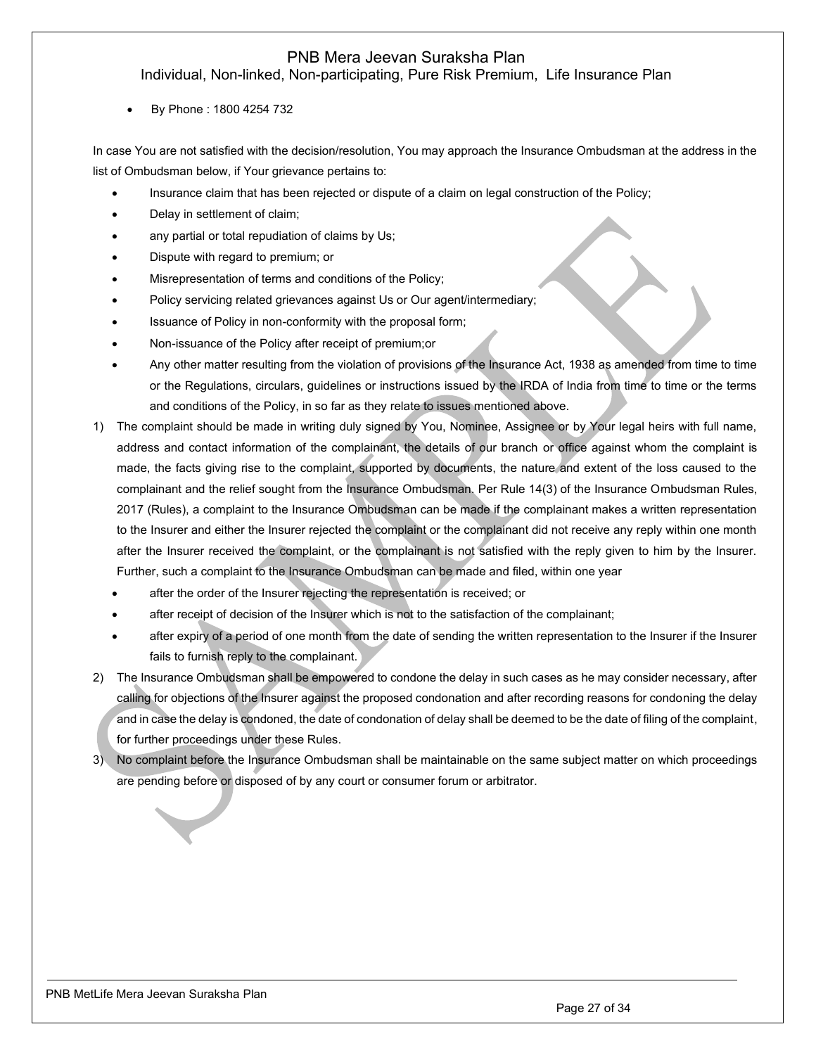- By Phone : 1800 4254 732

In case You are not satisfied with the decision/resolution, You may approach the Insurance Ombudsman at the address in the list of Ombudsman below, if Your grievance pertains to:

- Insurance claim that has been rejected or dispute of a claim on legal construction of the Policy;
- Delay in settlement of claim;
- any partial or total repudiation of claims by Us;
- Dispute with regard to premium; or
- Misrepresentation of terms and conditions of the Policy;
- Policy servicing related grievances against Us or Our agent/intermediary;
- Issuance of Policy in non-conformity with the proposal form;
- Non-issuance of the Policy after receipt of premium;or
- Any other matter resulting from the violation of provisions of the Insurance Act, 1938 as amended from time to time or the Regulations, circulars, guidelines or instructions issued by the IRDA of India from time to time or the terms and conditions of the Policy, in so far as they relate to issues mentioned above.

1) The complaint should be made in writing duly signed by You, Nominee, Assignee or by Your legal heirs with full name, address and contact information of the complainant, the details of our branch or office against whom the complaint is made, the facts giving rise to the complaint, supported by documents, the nature and extent of the loss caused to the complainant and the relief sought from the Insurance Ombudsman. Per Rule 14(3) of the Insurance Ombudsman Rules, 2017 (Rules), a complaint to the Insurance Ombudsman can be made if the complainant makes a written representation to the Insurer and either the Insurer rejected the complaint or the complainant did not receive any reply within one month after the Insurer received the complaint, or the complainant is not satisfied with the reply given to him by the Insurer. Further, such a complaint to the Insurance Ombudsman can be made and filed, within one year
   - after the order of the Insurer rejecting the representation is received; or
   - after receipt of decision of the Insurer which is not to the satisfaction of the complainant;
   - after expiry of a period of one month from the date of sending the written representation to the Insurer if the Insurer fails to furnish reply to the complainant.
2) The Insurance Ombudsman shall be empowered to condone the delay in such cases as he may consider necessary, after calling for objections of the Insurer against the proposed condonation and after recording reasons for condoning the delay and in case the delay is condoned, the date of condonation of delay shall be deemed to be the date of filing of the complaint, for further proceedings under these Rules.
3) No complaint before the Insurance Ombudsman shall be maintainable on the same subject matter on which proceedings are pending before or disposed of by any court or consumer forum or arbitrator.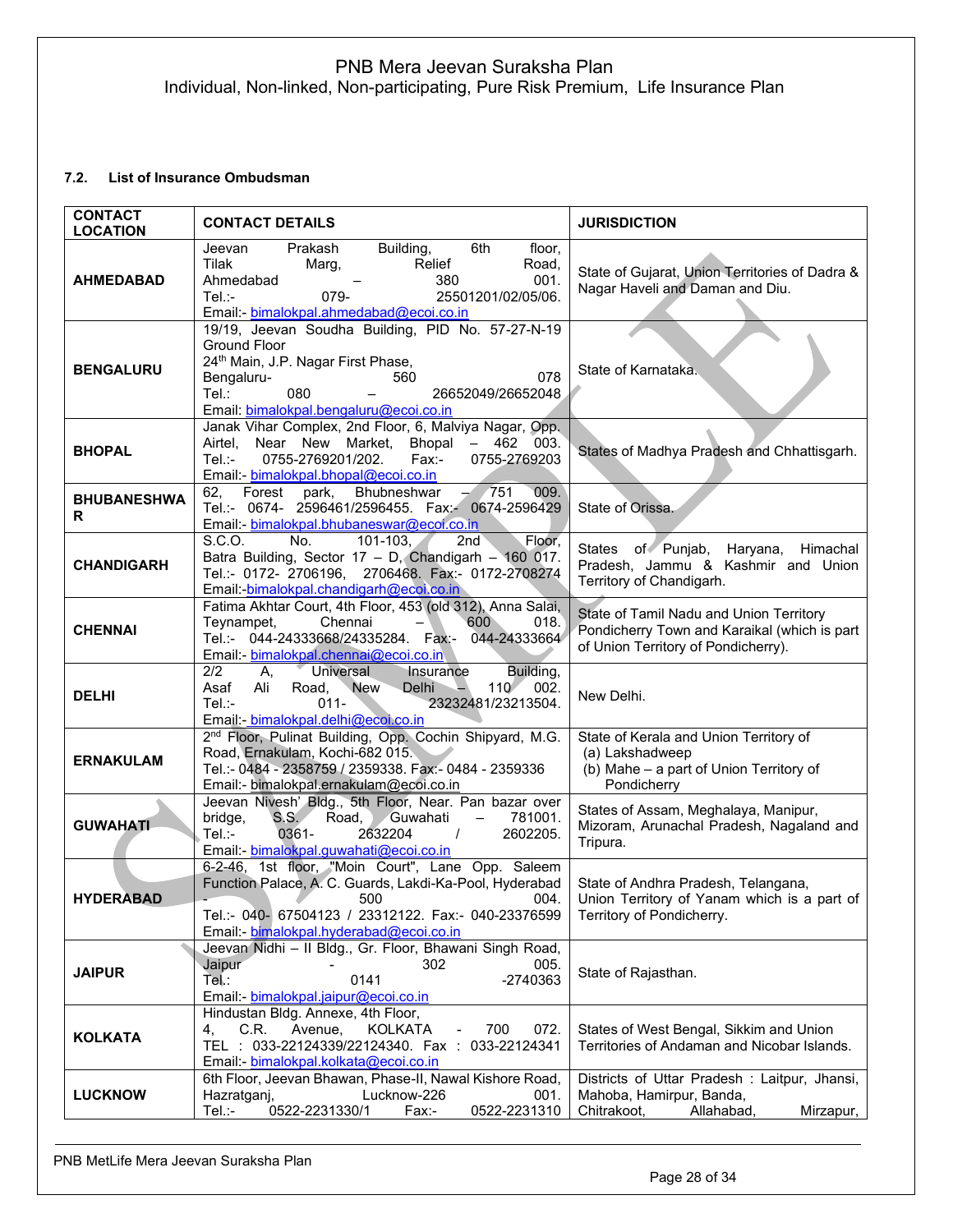### 7.2. List of Insurance Ombudsman

| CONTACT LOCATION | CONTACT DETAILS | JURISDICTION |
|---|---|---|
| **AHMEDABAD** | Jeevan Prakash Building, 6th floor, Tilak Marg, Relief Road, Ahmedabad – 380 001. Tel.:- 079- 25501201/02/05/06. Email:- bimalokpal.ahmedabad@ecoi.co.in | State of Gujarat, Union Territories of Dadra & Nagar Haveli and Daman and Diu. |
| **BENGALURU** | 19/19, Jeevan Soudha Building, PID No. 57-27-N-19 Ground Floor 24th Main, J.P. Nagar First Phase, Bengaluru- 560 078 Tel.: 080 – 26652049/26652048 Email: bimalokpal.bengaluru@ecoi.co.in | State of Karnataka. |
| **BHOPAL** | Janak Vihar Complex, 2nd Floor, 6, Malviya Nagar, Opp. Airtel, Near New Market, Bhopal – 462 003. Tel.:- 0755-2769201/202. Fax:- 0755-2769203 Email:- bimalokpal.bhopal@ecoi.co.in | States of Madhya Pradesh and Chhattisgarh. |
| **BHUBANESHWAR** | 62, Forest park, Bhubneshwar – 751 009. Tel.:- 0674- 2596461/2596455. Fax:- 0674-2596429 Email:- bimalokpal.bhubaneswar@ecoi.co.in | State of Orissa. |
| **CHANDIGARH** | S.C.O. No. 101-103, 2nd Floor, Batra Building, Sector 17 – D, Chandigarh – 160 017. Tel.:- 0172- 2706196, 2706468. Fax:- 0172-2708274 Email:-bimalokpal.chandigarh@ecoi.co.in | States of Punjab, Haryana, Himachal Pradesh, Jammu & Kashmir and Union Territory of Chandigarh. |
| **CHENNAI** | Fatima Akhtar Court, 4th Floor, 453 (old 312), Anna Salai, Teynampet, Chennai – 600 018. Tel.:- 044-24333668/24335284. Fax:- 044-24333664 Email:- bimalokpal.chennai@ecoi.co.in | State of Tamil Nadu and Union Territory Pondicherry Town and Karaikal (which is part of Union Territory of Pondicherry). |
| **DELHI** | 2/2 A, Universal Insurance Building, Asaf Ali Road, New Delhi – 110 002. Tel.:- 011- 23232481/23213504. Email:- bimalokpal.delhi@ecoi.co.in | New Delhi. |
| **ERNAKULAM** | 2nd Floor, Pulinat Building, Opp. Cochin Shipyard, M.G. Road, Ernakulam, Kochi-682 015. Tel.:- 0484 - 2358759 / 2359338. Fax:- 0484 - 2359336 Email:- bimalokpal.ernakulam@ecoi.co.in | State of Kerala and Union Territory of (a) Lakshadweep (b) Mahe – a part of Union Territory of Pondicherry |
| **GUWAHATI** | Jeevan Nivesh' Bldg., 5th Floor, Near. Pan bazar over bridge, S.S. Road, Guwahati – 781001. Tel.:- 0361- 2632204 / 2602205. Email:- bimalokpal.guwahati@ecoi.co.in | States of Assam, Meghalaya, Manipur, Mizoram, Arunachal Pradesh, Nagaland and Tripura. |
| **HYDERABAD** | 6-2-46, 1st floor, "Moin Court", Lane Opp. Saleem Function Palace, A. C. Guards, Lakdi-Ka-Pool, Hyderabad - 500 004. Tel.:- 040- 67504123 / 23312122. Fax:- 040-23376599 Email:- bimalokpal.hyderabad@ecoi.co.in | State of Andhra Pradesh, Telangana, Union Territory of Yanam which is a part of Territory of Pondicherry. |
| **JAIPUR** | Jeevan Nidhi – II Bldg., Gr. Floor, Bhawani Singh Road, Jaipur - 302 005. Tel.: 0141 -2740363 Email:- bimalokpal.jaipur@ecoi.co.in | State of Rajasthan. |
| **KOLKATA** | Hindustan Bldg. Annexe, 4th Floor, 4, C.R. Avenue, KOLKATA - 700 072. TEL : 033-22124339/22124340. Fax : 033-22124341 Email:- bimalokpal.kolkata@ecoi.co.in | States of West Bengal, Sikkim and Union Territories of Andaman and Nicobar Islands. |
| **LUCKNOW** | 6th Floor, Jeevan Bhawan, Phase-II, Nawal Kishore Road, Hazratganj, Lucknow-226 001. Tel.:- 0522-2231330/1 Fax:- 0522-2231310 | Districts of Uttar Pradesh : Laitpur, Jhansi, Mahoba, Hamirpur, Banda, Chitrakoot, Allahabad, Mirzapur, |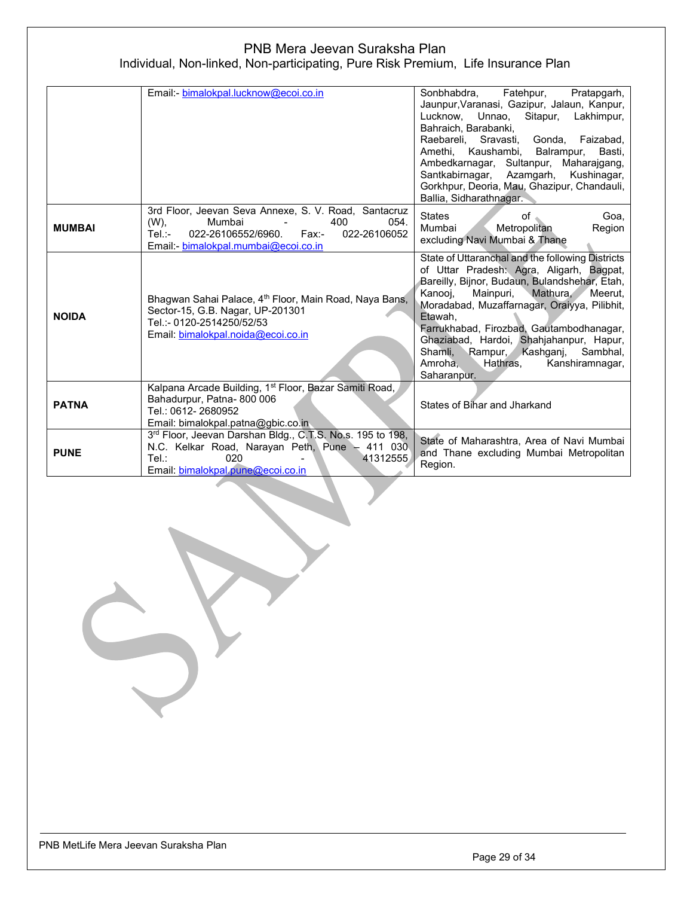| | | |
|---|---|---|
| | Email:- bimalokpal.lucknow@ecoi.co.in | Sonbhadra, Fatehpur, Pratapgarh, Jaunpur,Varanasi, Gazipur, Jalaun, Kanpur, Lucknow, Unnao, Sitapur, Lakhimpur, Bahraich, Barabanki, Raebareli, Sravasti, Gonda, Faizabad, Amethi, Kaushambi, Balrampur, Basti, Ambedkarnagar, Sultanpur, Maharajgang, Santkabirnagar, Azamgarh, Kushinagar, Gorkhpur, Deoria, Mau, Ghazipur, Chandauli, Ballia, Sidharathnagar. |
| **MUMBAI** | 3rd Floor, Jeevan Seva Annexe, S. V. Road, Santacruz (W), Mumbai - 400 054. Tel.:- 022-26106552/6960. Fax:- 022-26106052 Email:- bimalokpal.mumbai@ecoi.co.in | States of Goa, Mumbai Metropolitan Region excluding Navi Mumbai & Thane |
| **NOIDA** | Bhagwan Sahai Palace, 4th Floor, Main Road, Naya Bans, Sector-15, G.B. Nagar, UP-201301 Tel.:- 0120-2514250/52/53 Email: bimalokpal.noida@ecoi.co.in | State of Uttaranchal and the following Districts of Uttar Pradesh: Agra, Aligarh, Bagpat, Bareilly, Bijnor, Budaun, Bulandshehar, Etah, Kanooj, Mainpuri, Mathura, Meerut, Moradabad, Muzaffarnagar, Oraiyya, Pilibhit, Etawah, Farrukhabad, Firozbad, Gautambodhanagar, Ghaziabad, Hardoi, Shahjahanpur, Hapur, Shamli, Rampur, Kashganj, Sambhal, Amroha, Hathras, Kanshiramnagar, Saharanpur. |
| **PATNA** | Kalpana Arcade Building, 1st Floor, Bazar Samiti Road, Bahadurpur, Patna- 800 006 Tel.: 0612- 2680952 Email: bimalokpal.patna@gbic.co.in | States of Bihar and Jharkand |
| **PUNE** | 3rd Floor, Jeevan Darshan Bldg., C.T.S. No.s. 195 to 198, N.C. Kelkar Road, Narayan Peth, Pune – 411 030 Tel.: 020 - 41312555 Email: bimalokpal.pune@ecoi.co.in | State of Maharashtra, Area of Navi Mumbai and Thane excluding Mumbai Metropolitan Region. |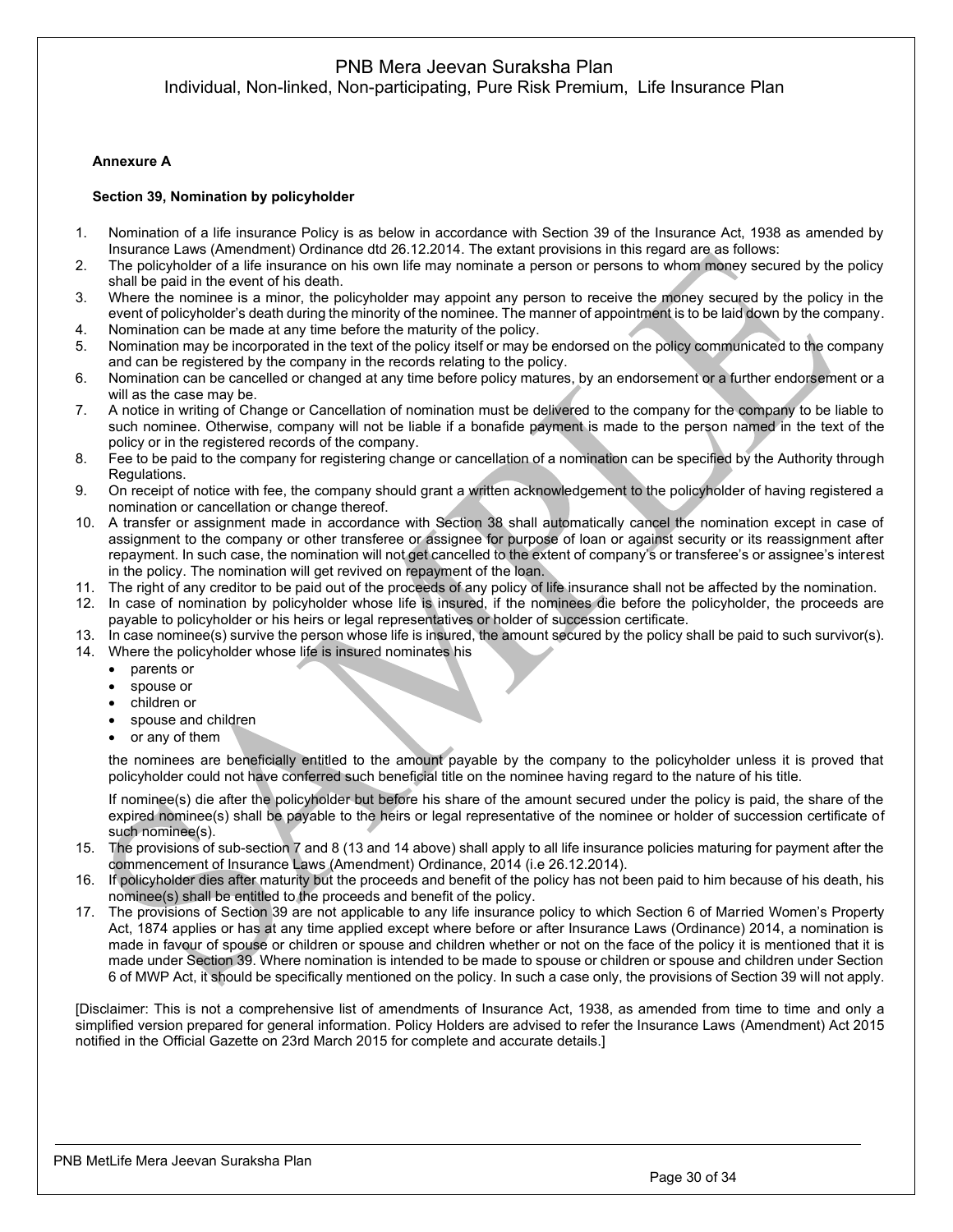**Annexure A**

**Section 39, Nomination by policyholder**

1. Nomination of a life insurance Policy is as below in accordance with Section 39 of the Insurance Act, 1938 as amended by Insurance Laws (Amendment) Ordinance dtd 26.12.2014. The extant provisions in this regard are as follows:
2. The policyholder of a life insurance on his own life may nominate a person or persons to whom money secured by the policy shall be paid in the event of his death.
3. Where the nominee is a minor, the policyholder may appoint any person to receive the money secured by the policy in the event of policyholder's death during the minority of the nominee. The manner of appointment is to be laid down by the company.
4. Nomination can be made at any time before the maturity of the policy.
5. Nomination may be incorporated in the text of the policy itself or may be endorsed on the policy communicated to the company and can be registered by the company in the records relating to the policy.
6. Nomination can be cancelled or changed at any time before policy matures, by an endorsement or a further endorsement or a will as the case may be.
7. A notice in writing of Change or Cancellation of nomination must be delivered to the company for the company to be liable to such nominee. Otherwise, company will not be liable if a bonafide payment is made to the person named in the text of the policy or in the registered records of the company.
8. Fee to be paid to the company for registering change or cancellation of a nomination can be specified by the Authority through Regulations.
9. On receipt of notice with fee, the company should grant a written acknowledgement to the policyholder of having registered a nomination or cancellation or change thereof.
10. A transfer or assignment made in accordance with Section 38 shall automatically cancel the nomination except in case of assignment to the company or other transferee or assignee for purpose of loan or against security or its reassignment after repayment. In such case, the nomination will not get cancelled to the extent of company's or transferee's or assignee's interest in the policy. The nomination will get revived on repayment of the loan.
11. The right of any creditor to be paid out of the proceeds of any policy of life insurance shall not be affected by the nomination.
12. In case of nomination by policyholder whose life is insured, if the nominees die before the policyholder, the proceeds are payable to policyholder or his heirs or legal representatives or holder of succession certificate.
13. In case nominee(s) survive the person whose life is insured, the amount secured by the policy shall be paid to such survivor(s).
14. Where the policyholder whose life is insured nominates his
    - parents or
    - spouse or
    - children or
    - spouse and children
    - or any of them

    the nominees are beneficially entitled to the amount payable by the company to the policyholder unless it is proved that policyholder could not have conferred such beneficial title on the nominee having regard to the nature of his title.

    If nominee(s) die after the policyholder but before his share of the amount secured under the policy is paid, the share of the expired nominee(s) shall be payable to the heirs or legal representative of the nominee or holder of succession certificate of such nominee(s).
15. The provisions of sub-section 7 and 8 (13 and 14 above) shall apply to all life insurance policies maturing for payment after the commencement of Insurance Laws (Amendment) Ordinance, 2014 (i.e 26.12.2014).
16. If policyholder dies after maturity but the proceeds and benefit of the policy has not been paid to him because of his death, his nominee(s) shall be entitled to the proceeds and benefit of the policy.
17. The provisions of Section 39 are not applicable to any life insurance policy to which Section 6 of Married Women's Property Act, 1874 applies or has at any time applied except where before or after Insurance Laws (Ordinance) 2014, a nomination is made in favour of spouse or children or spouse and children whether or not on the face of the policy it is mentioned that it is made under Section 39. Where nomination is intended to be made to spouse or children or spouse and children under Section 6 of MWP Act, it should be specifically mentioned on the policy. In such a case only, the provisions of Section 39 will not apply.

[Disclaimer: This is not a comprehensive list of amendments of Insurance Act, 1938, as amended from time to time and only a simplified version prepared for general information. Policy Holders are advised to refer the Insurance Laws (Amendment) Act 2015 notified in the Official Gazette on 23rd March 2015 for complete and accurate details.]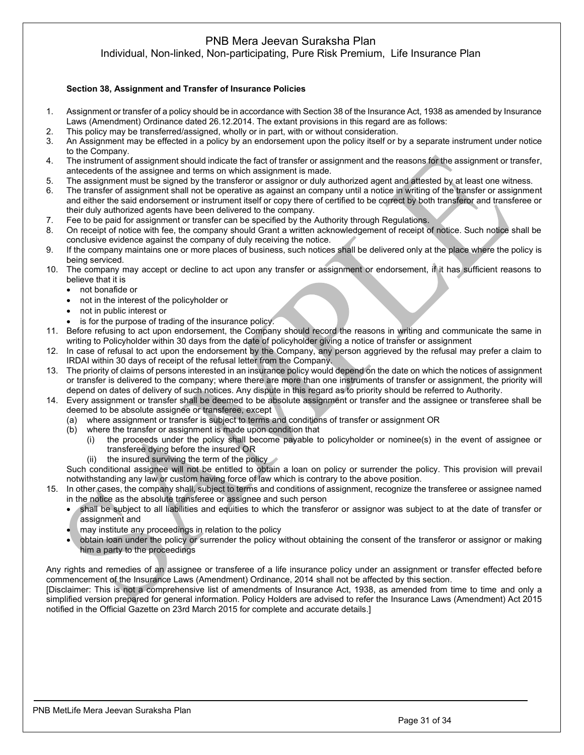**Section 38, Assignment and Transfer of Insurance Policies**

1. Assignment or transfer of a policy should be in accordance with Section 38 of the Insurance Act, 1938 as amended by Insurance Laws (Amendment) Ordinance dated 26.12.2014. The extant provisions in this regard are as follows:
2. This policy may be transferred/assigned, wholly or in part, with or without consideration.
3. An Assignment may be effected in a policy by an endorsement upon the policy itself or by a separate instrument under notice to the Company.
4. The instrument of assignment should indicate the fact of transfer or assignment and the reasons for the assignment or transfer, antecedents of the assignee and terms on which assignment is made.
5. The assignment must be signed by the transferor or assignor or duly authorized agent and attested by at least one witness.
6. The transfer of assignment shall not be operative as against an company until a notice in writing of the transfer or assignment and either the said endorsement or instrument itself or copy there of certified to be correct by both transferor and transferee or their duly authorized agents have been delivered to the company.
7. Fee to be paid for assignment or transfer can be specified by the Authority through Regulations.
8. On receipt of notice with fee, the company should Grant a written acknowledgement of receipt of notice. Such notice shall be conclusive evidence against the company of duly receiving the notice.
9. If the company maintains one or more places of business, such notices shall be delivered only at the place where the policy is being serviced.
10. The company may accept or decline to act upon any transfer or assignment or endorsement, if it has sufficient reasons to believe that it is
    - not bonafide or
    - not in the interest of the policyholder or
    - not in public interest or
    - is for the purpose of trading of the insurance policy.
11. Before refusing to act upon endorsement, the Company should record the reasons in writing and communicate the same in writing to Policyholder within 30 days from the date of policyholder giving a notice of transfer or assignment
12. In case of refusal to act upon the endorsement by the Company, any person aggrieved by the refusal may prefer a claim to IRDAI within 30 days of receipt of the refusal letter from the Company.
13. The priority of claims of persons interested in an insurance policy would depend on the date on which the notices of assignment or transfer is delivered to the company; where there are more than one instruments of transfer or assignment, the priority will depend on dates of delivery of such notices. Any dispute in this regard as to priority should be referred to Authority.
14. Every assignment or transfer shall be deemed to be absolute assignment or transfer and the assignee or transferee shall be deemed to be absolute assignee or transferee, except
    (a) where assignment or transfer is subject to terms and conditions of transfer or assignment OR
    (b) where the transfer or assignment is made upon condition that
        (i) the proceeds under the policy shall become payable to policyholder or nominee(s) in the event of assignee or transferee dying before the insured OR
        (ii) the insured surviving the term of the policy

    Such conditional assignee will not be entitled to obtain a loan on policy or surrender the policy. This provision will prevail notwithstanding any law or custom having force of law which is contrary to the above position.
15. In other cases, the company shall, subject to terms and conditions of assignment, recognize the transferee or assignee named in the notice as the absolute transferee or assignee and such person
    - shall be subject to all liabilities and equities to which the transferor or assignor was subject to at the date of transfer or assignment and
    - may institute any proceedings in relation to the policy
    - obtain loan under the policy or surrender the policy without obtaining the consent of the transferor or assignor or making him a party to the proceedings

Any rights and remedies of an assignee or transferee of a life insurance policy under an assignment or transfer effected before commencement of the Insurance Laws (Amendment) Ordinance, 2014 shall not be affected by this section.

[Disclaimer: This is not a comprehensive list of amendments of Insurance Act, 1938, as amended from time to time and only a simplified version prepared for general information. Policy Holders are advised to refer the Insurance Laws (Amendment) Act 2015 notified in the Official Gazette on 23rd March 2015 for complete and accurate details.]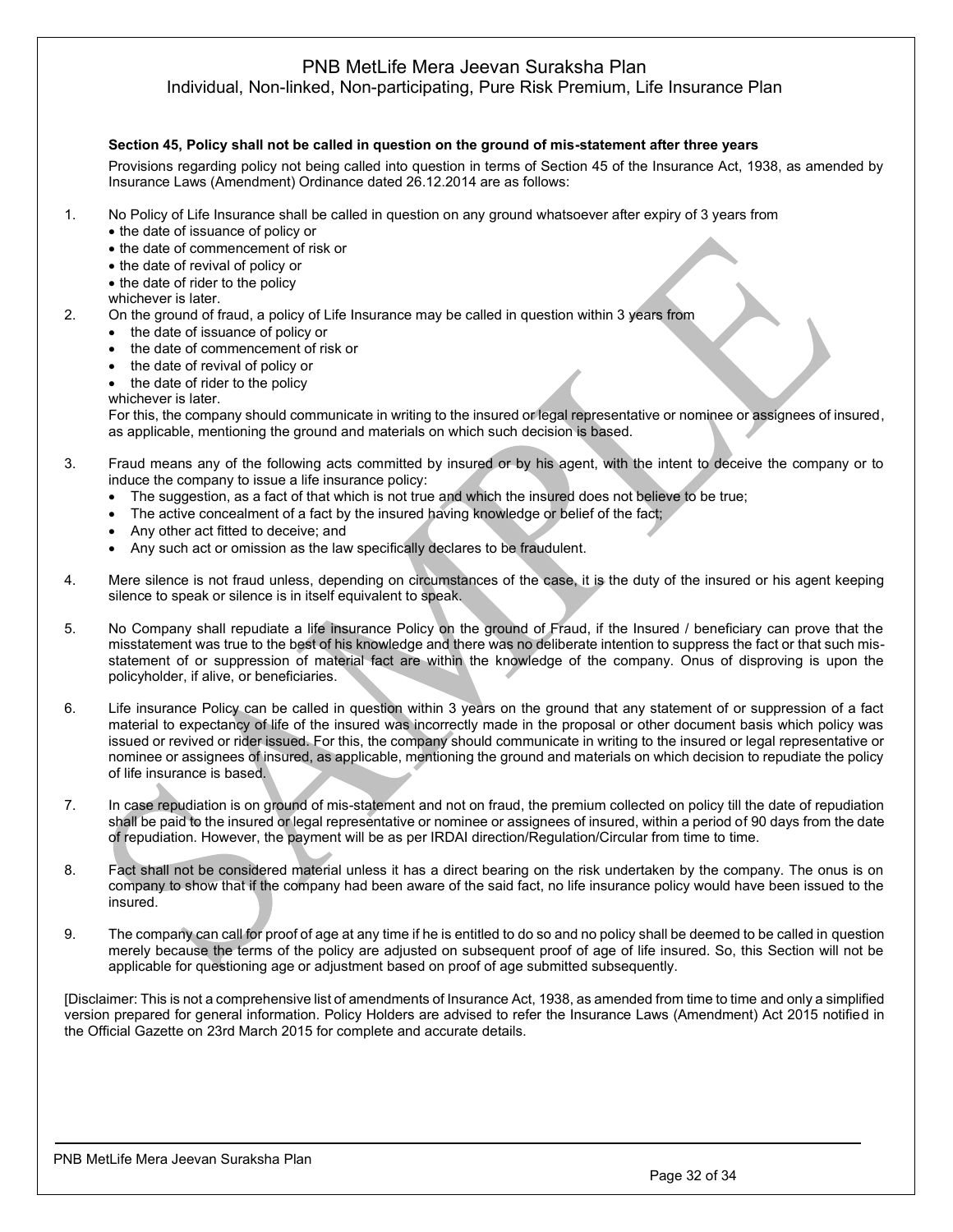**Section 45, Policy shall not be called in question on the ground of mis-statement after three years**

Provisions regarding policy not being called into question in terms of Section 45 of the Insurance Act, 1938, as amended by Insurance Laws (Amendment) Ordinance dated 26.12.2014 are as follows:

1. No Policy of Life Insurance shall be called in question on any ground whatsoever after expiry of 3 years from
   - the date of issuance of policy or
   - the date of commencement of risk or
   - the date of revival of policy or
   - the date of rider to the policy

   whichever is later.
2. On the ground of fraud, a policy of Life Insurance may be called in question within 3 years from
   - the date of issuance of policy or
   - the date of commencement of risk or
   - the date of revival of policy or
   - the date of rider to the policy

   whichever is later.

   For this, the company should communicate in writing to the insured or legal representative or nominee or assignees of insured, as applicable, mentioning the ground and materials on which such decision is based.
3. Fraud means any of the following acts committed by insured or by his agent, with the intent to deceive the company or to induce the company to issue a life insurance policy:
   - The suggestion, as a fact of that which is not true and which the insured does not believe to be true;
   - The active concealment of a fact by the insured having knowledge or belief of the fact;
   - Any other act fitted to deceive; and
   - Any such act or omission as the law specifically declares to be fraudulent.
4. Mere silence is not fraud unless, depending on circumstances of the case, it is the duty of the insured or his agent keeping silence to speak or silence is in itself equivalent to speak.
5. No Company shall repudiate a life insurance Policy on the ground of Fraud, if the Insured / beneficiary can prove that the misstatement was true to the best of his knowledge and there was no deliberate intention to suppress the fact or that such mis-statement of or suppression of material fact are within the knowledge of the company. Onus of disproving is upon the policyholder, if alive, or beneficiaries.
6. Life insurance Policy can be called in question within 3 years on the ground that any statement of or suppression of a fact material to expectancy of life of the insured was incorrectly made in the proposal or other document basis which policy was issued or revived or rider issued. For this, the company should communicate in writing to the insured or legal representative or nominee or assignees of insured, as applicable, mentioning the ground and materials on which decision to repudiate the policy of life insurance is based.
7. In case repudiation is on ground of mis-statement and not on fraud, the premium collected on policy till the date of repudiation shall be paid to the insured or legal representative or nominee or assignees of insured, within a period of 90 days from the date of repudiation. However, the payment will be as per IRDAI direction/Regulation/Circular from time to time.
8. Fact shall not be considered material unless it has a direct bearing on the risk undertaken by the company. The onus is on company to show that if the company had been aware of the said fact, no life insurance policy would have been issued to the insured.
9. The company can call for proof of age at any time if he is entitled to do so and no policy shall be deemed to be called in question merely because the terms of the policy are adjusted on subsequent proof of age of life insured. So, this Section will not be applicable for questioning age or adjustment based on proof of age submitted subsequently.

[Disclaimer: This is not a comprehensive list of amendments of Insurance Act, 1938, as amended from time to time and only a simplified version prepared for general information. Policy Holders are advised to refer the Insurance Laws (Amendment) Act 2015 notified in the Official Gazette on 23rd March 2015 for complete and accurate details.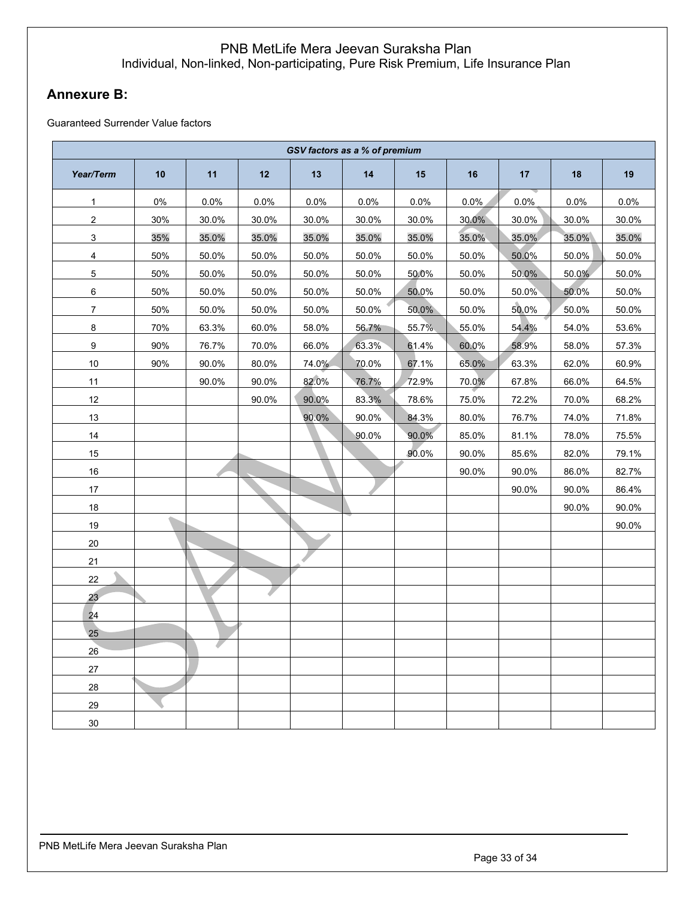PNB MetLife Mera Jeevan Suraksha Plan
Individual, Non-linked, Non-participating, Pure Risk Premium, Life Insurance Plan

## Annexure B:

Guaranteed Surrender Value factors

| *GSV factors as a % of premium* | | | | | | | | | | |
|---|---|---|---|---|---|---|---|---|---|---|
| ***Year/Term*** | **10** | **11** | **12** | **13** | **14** | **15** | **16** | **17** | **18** | **19** |
| 1 | 0% | 0.0% | 0.0% | 0.0% | 0.0% | 0.0% | 0.0% | 0.0% | 0.0% | 0.0% |
| 2 | 30% | 30.0% | 30.0% | 30.0% | 30.0% | 30.0% | 30.0% | 30.0% | 30.0% | 30.0% |
| 3 | 35% | 35.0% | 35.0% | 35.0% | 35.0% | 35.0% | 35.0% | 35.0% | 35.0% | 35.0% |
| 4 | 50% | 50.0% | 50.0% | 50.0% | 50.0% | 50.0% | 50.0% | 50.0% | 50.0% | 50.0% |
| 5 | 50% | 50.0% | 50.0% | 50.0% | 50.0% | 50.0% | 50.0% | 50.0% | 50.0% | 50.0% |
| 6 | 50% | 50.0% | 50.0% | 50.0% | 50.0% | 50.0% | 50.0% | 50.0% | 50.0% | 50.0% |
| 7 | 50% | 50.0% | 50.0% | 50.0% | 50.0% | 50.0% | 50.0% | 50.0% | 50.0% | 50.0% |
| 8 | 70% | 63.3% | 60.0% | 58.0% | 56.7% | 55.7% | 55.0% | 54.4% | 54.0% | 53.6% |
| 9 | 90% | 76.7% | 70.0% | 66.0% | 63.3% | 61.4% | 60.0% | 58.9% | 58.0% | 57.3% |
| 10 | 90% | 90.0% | 80.0% | 74.0% | 70.0% | 67.1% | 65.0% | 63.3% | 62.0% | 60.9% |
| 11 | | 90.0% | 90.0% | 82.0% | 76.7% | 72.9% | 70.0% | 67.8% | 66.0% | 64.5% |
| 12 | | | 90.0% | 90.0% | 83.3% | 78.6% | 75.0% | 72.2% | 70.0% | 68.2% |
| 13 | | | | 90.0% | 90.0% | 84.3% | 80.0% | 76.7% | 74.0% | 71.8% |
| 14 | | | | | 90.0% | 90.0% | 85.0% | 81.1% | 78.0% | 75.5% |
| 15 | | | | | | 90.0% | 90.0% | 85.6% | 82.0% | 79.1% |
| 16 | | | | | | | 90.0% | 90.0% | 86.0% | 82.7% |
| 17 | | | | | | | | 90.0% | 90.0% | 86.4% |
| 18 | | | | | | | | | 90.0% | 90.0% |
| 19 | | | | | | | | | | 90.0% |
| 20 | | | | | | | | | | |
| 21 | | | | | | | | | | |
| 22 | | | | | | | | | | |
| 23 | | | | | | | | | | |
| 24 | | | | | | | | | | |
| 25 | | | | | | | | | | |
| 26 | | | | | | | | | | |
| 27 | | | | | | | | | | |
| 28 | | | | | | | | | | |
| 29 | | | | | | | | | | |
| 30 | | | | | | | | | | |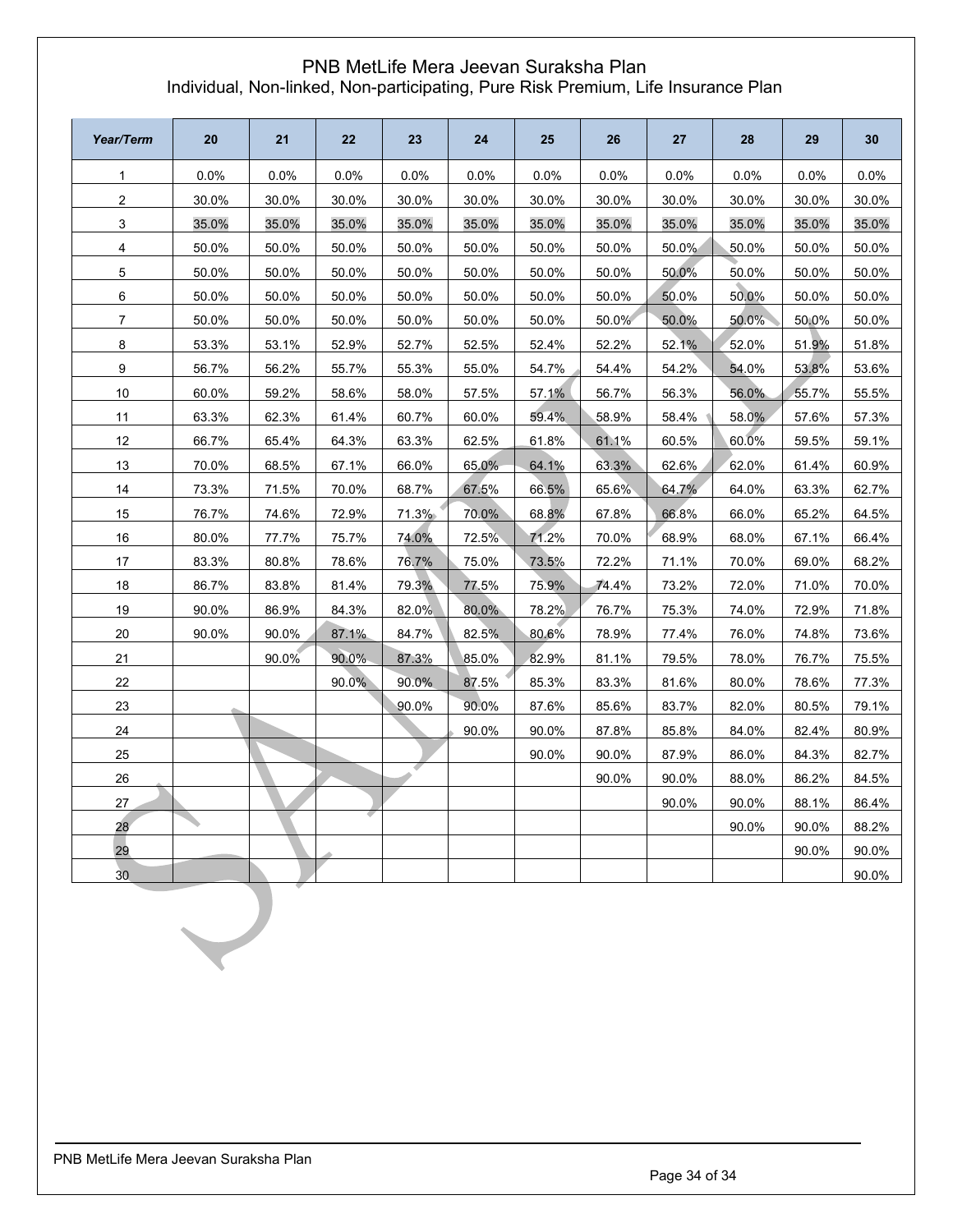| Year/Term | 20 | 21 | 22 | 23 | 24 | 25 | 26 | 27 | 28 | 29 | 30 |
|---|---|---|---|---|---|---|---|---|---|---|---|
| 1 | 0.0% | 0.0% | 0.0% | 0.0% | 0.0% | 0.0% | 0.0% | 0.0% | 0.0% | 0.0% | 0.0% |
| 2 | 30.0% | 30.0% | 30.0% | 30.0% | 30.0% | 30.0% | 30.0% | 30.0% | 30.0% | 30.0% | 30.0% |
| 3 | 35.0% | 35.0% | 35.0% | 35.0% | 35.0% | 35.0% | 35.0% | 35.0% | 35.0% | 35.0% | 35.0% |
| 4 | 50.0% | 50.0% | 50.0% | 50.0% | 50.0% | 50.0% | 50.0% | 50.0% | 50.0% | 50.0% | 50.0% |
| 5 | 50.0% | 50.0% | 50.0% | 50.0% | 50.0% | 50.0% | 50.0% | 50.0% | 50.0% | 50.0% | 50.0% |
| 6 | 50.0% | 50.0% | 50.0% | 50.0% | 50.0% | 50.0% | 50.0% | 50.0% | 50.0% | 50.0% | 50.0% |
| 7 | 50.0% | 50.0% | 50.0% | 50.0% | 50.0% | 50.0% | 50.0% | 50.0% | 50.0% | 50.0% | 50.0% |
| 8 | 53.3% | 53.1% | 52.9% | 52.7% | 52.5% | 52.4% | 52.2% | 52.1% | 52.0% | 51.9% | 51.8% |
| 9 | 56.7% | 56.2% | 55.7% | 55.3% | 55.0% | 54.7% | 54.4% | 54.2% | 54.0% | 53.8% | 53.6% |
| 10 | 60.0% | 59.2% | 58.6% | 58.0% | 57.5% | 57.1% | 56.7% | 56.3% | 56.0% | 55.7% | 55.5% |
| 11 | 63.3% | 62.3% | 61.4% | 60.7% | 60.0% | 59.4% | 58.9% | 58.4% | 58.0% | 57.6% | 57.3% |
| 12 | 66.7% | 65.4% | 64.3% | 63.3% | 62.5% | 61.8% | 61.1% | 60.5% | 60.0% | 59.5% | 59.1% |
| 13 | 70.0% | 68.5% | 67.1% | 66.0% | 65.0% | 64.1% | 63.3% | 62.6% | 62.0% | 61.4% | 60.9% |
| 14 | 73.3% | 71.5% | 70.0% | 68.7% | 67.5% | 66.5% | 65.6% | 64.7% | 64.0% | 63.3% | 62.7% |
| 15 | 76.7% | 74.6% | 72.9% | 71.3% | 70.0% | 68.8% | 67.8% | 66.8% | 66.0% | 65.2% | 64.5% |
| 16 | 80.0% | 77.7% | 75.7% | 74.0% | 72.5% | 71.2% | 70.0% | 68.9% | 68.0% | 67.1% | 66.4% |
| 17 | 83.3% | 80.8% | 78.6% | 76.7% | 75.0% | 73.5% | 72.2% | 71.1% | 70.0% | 69.0% | 68.2% |
| 18 | 86.7% | 83.8% | 81.4% | 79.3% | 77.5% | 75.9% | 74.4% | 73.2% | 72.0% | 71.0% | 70.0% |
| 19 | 90.0% | 86.9% | 84.3% | 82.0% | 80.0% | 78.2% | 76.7% | 75.3% | 74.0% | 72.9% | 71.8% |
| 20 | 90.0% | 90.0% | 87.1% | 84.7% | 82.5% | 80.6% | 78.9% | 77.4% | 76.0% | 74.8% | 73.6% |
| 21 | | 90.0% | 90.0% | 87.3% | 85.0% | 82.9% | 81.1% | 79.5% | 78.0% | 76.7% | 75.5% |
| 22 | | | 90.0% | 90.0% | 87.5% | 85.3% | 83.3% | 81.6% | 80.0% | 78.6% | 77.3% |
| 23 | | | | 90.0% | 90.0% | 87.6% | 85.6% | 83.7% | 82.0% | 80.5% | 79.1% |
| 24 | | | | | 90.0% | 90.0% | 87.8% | 85.8% | 84.0% | 82.4% | 80.9% |
| 25 | | | | | | 90.0% | 90.0% | 87.9% | 86.0% | 84.3% | 82.7% |
| 26 | | | | | | | 90.0% | 90.0% | 88.0% | 86.2% | 84.5% |
| 27 | | | | | | | | 90.0% | 90.0% | 88.1% | 86.4% |
| 28 | | | | | | | | | 90.0% | 90.0% | 88.2% |
| 29 | | | | | | | | | | 90.0% | 90.0% |
| 30 | | | | | | | | | | | 90.0% |